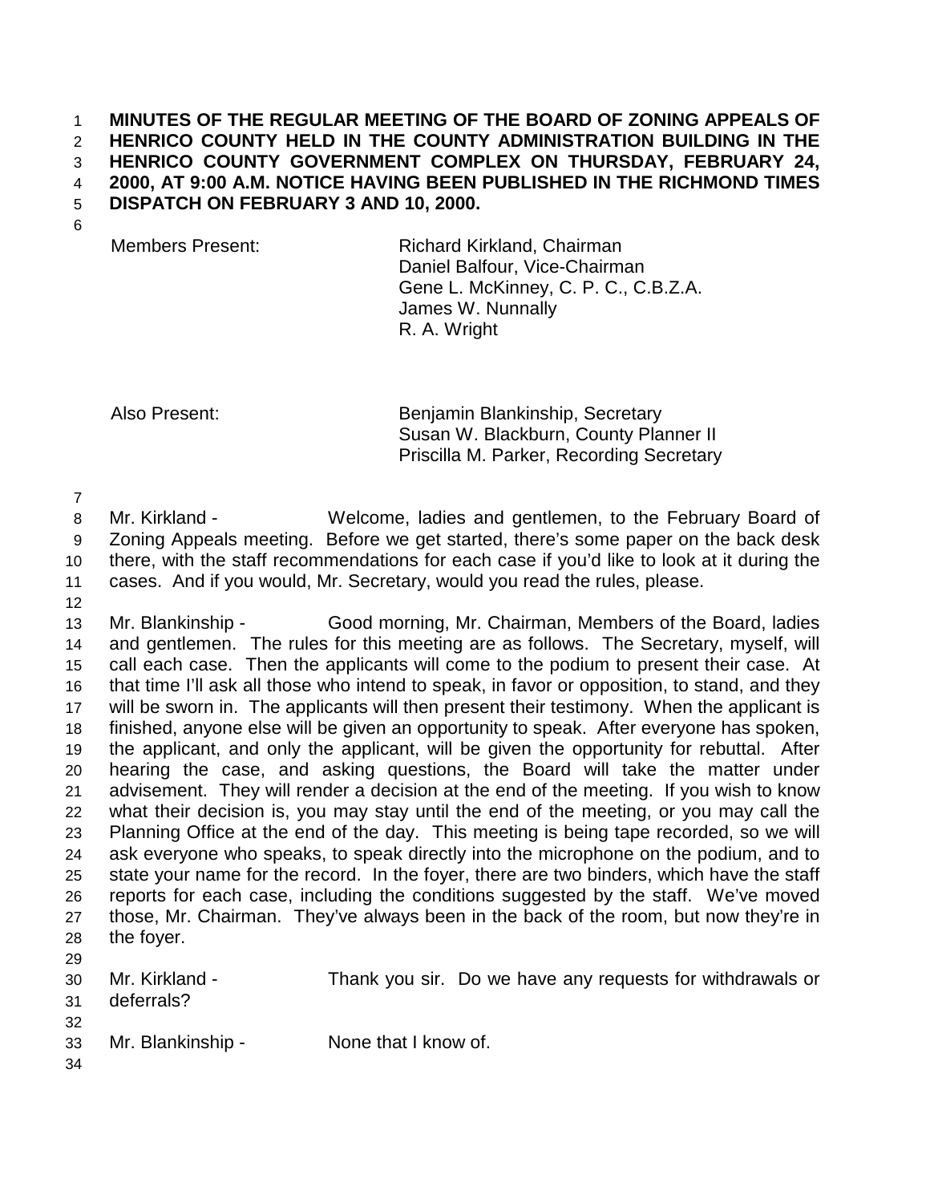**MINUTES OF THE REGULAR MEETING OF THE BOARD OF ZONING APPEALS OF HENRICO COUNTY HELD IN THE COUNTY ADMINISTRATION BUILDING IN THE HENRICO COUNTY GOVERNMENT COMPLEX ON THURSDAY, FEBRUARY 24, 2000, AT 9:00 A.M. NOTICE HAVING BEEN PUBLISHED IN THE RICHMOND TIMES DISPATCH ON FEBRUARY 3 AND 10, 2000.**

| Members Present: | Richard Kirkland, Chairman |
|---|---|
| | Daniel Balfour, Vice-Chairman |
| | Gene L. McKinney, C. P. C., C.B.Z.A. |
| | James W. Nunnally |
| | R. A. Wright |

| Also Present: | Benjamin Blankinship, Secretary |
|---|---|
| | Susan W. Blackburn, County Planner II |
| | Priscilla M. Parker, Recording Secretary |

Mr. Kirkland - Welcome, ladies and gentlemen, to the February Board of Zoning Appeals meeting. Before we get started, there's some paper on the back desk there, with the staff recommendations for each case if you'd like to look at it during the cases. And if you would, Mr. Secretary, would you read the rules, please.

Mr. Blankinship - Good morning, Mr. Chairman, Members of the Board, ladies and gentlemen. The rules for this meeting are as follows. The Secretary, myself, will call each case. Then the applicants will come to the podium to present their case. At that time I'll ask all those who intend to speak, in favor or opposition, to stand, and they will be sworn in. The applicants will then present their testimony. When the applicant is finished, anyone else will be given an opportunity to speak. After everyone has spoken, the applicant, and only the applicant, will be given the opportunity for rebuttal. After hearing the case, and asking questions, the Board will take the matter under advisement. They will render a decision at the end of the meeting. If you wish to know what their decision is, you may stay until the end of the meeting, or you may call the Planning Office at the end of the day. This meeting is being tape recorded, so we will ask everyone who speaks, to speak directly into the microphone on the podium, and to state your name for the record. In the foyer, there are two binders, which have the staff reports for each case, including the conditions suggested by the staff. We've moved those, Mr. Chairman. They've always been in the back of the room, but now they're in the foyer.

Mr. Kirkland - Thank you sir. Do we have any requests for withdrawals or deferrals?

Mr. Blankinship - None that I know of.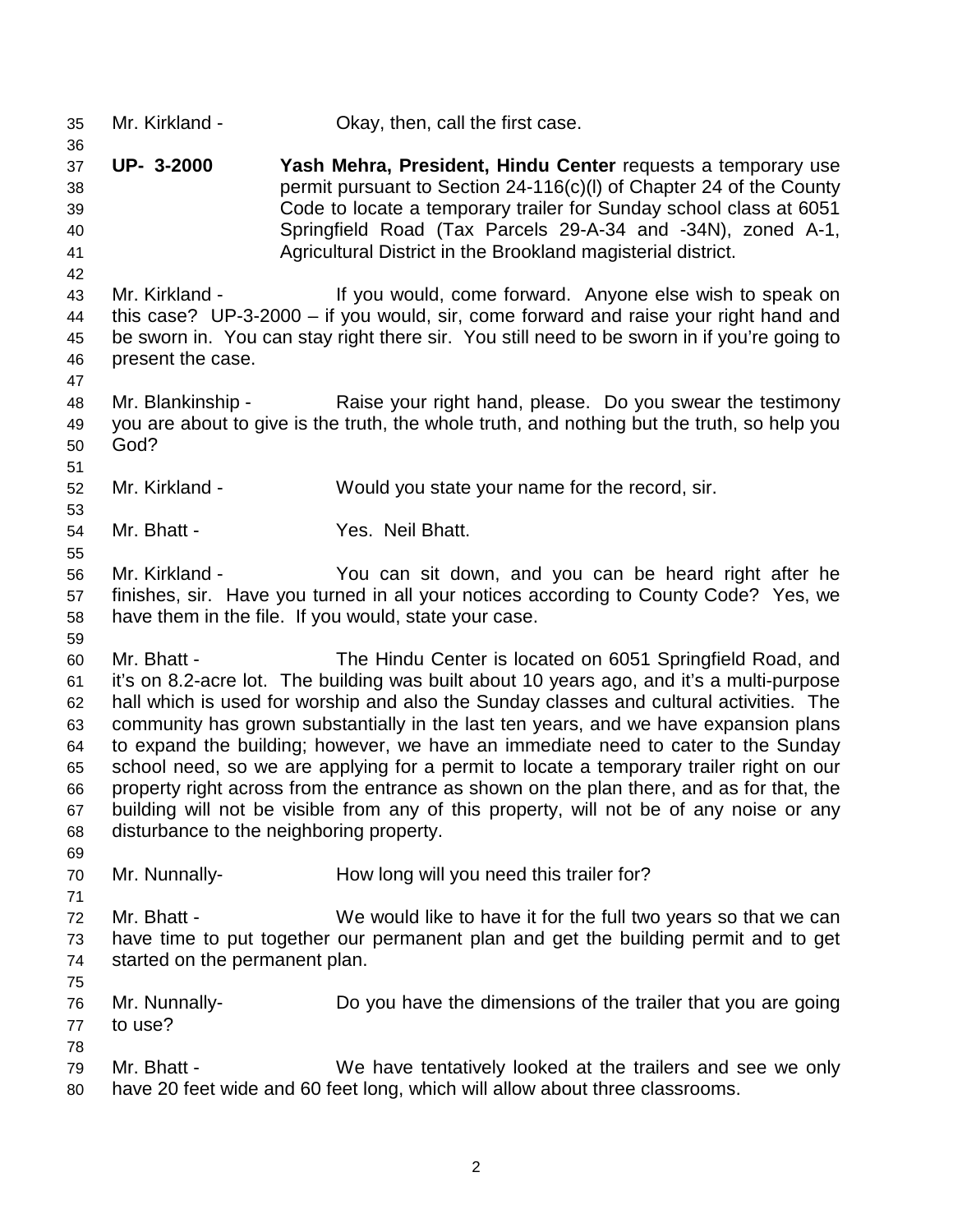Mr. Kirkland - Okay, then, call the first case.

**UP- 3-2000** **Yash Mehra, President, Hindu Center** requests a temporary use permit pursuant to Section 24-116(c)(l) of Chapter 24 of the County Code to locate a temporary trailer for Sunday school class at 6051 Springfield Road (Tax Parcels 29-A-34 and -34N), zoned A-1, Agricultural District in the Brookland magisterial district.

Mr. Kirkland - If you would, come forward. Anyone else wish to speak on this case? UP-3-2000 – if you would, sir, come forward and raise your right hand and be sworn in. You can stay right there sir. You still need to be sworn in if you're going to present the case.

Mr. Blankinship - Raise your right hand, please. Do you swear the testimony you are about to give is the truth, the whole truth, and nothing but the truth, so help you God?

Mr. Kirkland - Would you state your name for the record, sir.

Mr. Bhatt - Yes. Neil Bhatt.

Mr. Kirkland - You can sit down, and you can be heard right after he finishes, sir. Have you turned in all your notices according to County Code? Yes, we have them in the file. If you would, state your case.

Mr. Bhatt - The Hindu Center is located on 6051 Springfield Road, and it's on 8.2-acre lot. The building was built about 10 years ago, and it's a multi-purpose hall which is used for worship and also the Sunday classes and cultural activities. The community has grown substantially in the last ten years, and we have expansion plans to expand the building; however, we have an immediate need to cater to the Sunday school need, so we are applying for a permit to locate a temporary trailer right on our property right across from the entrance as shown on the plan there, and as for that, the building will not be visible from any of this property, will not be of any noise or any disturbance to the neighboring property.

Mr. Nunnally- How long will you need this trailer for?

Mr. Bhatt - We would like to have it for the full two years so that we can have time to put together our permanent plan and get the building permit and to get started on the permanent plan.

Mr. Nunnally- Do you have the dimensions of the trailer that you are going to use?

Mr. Bhatt - We have tentatively looked at the trailers and see we only have 20 feet wide and 60 feet long, which will allow about three classrooms.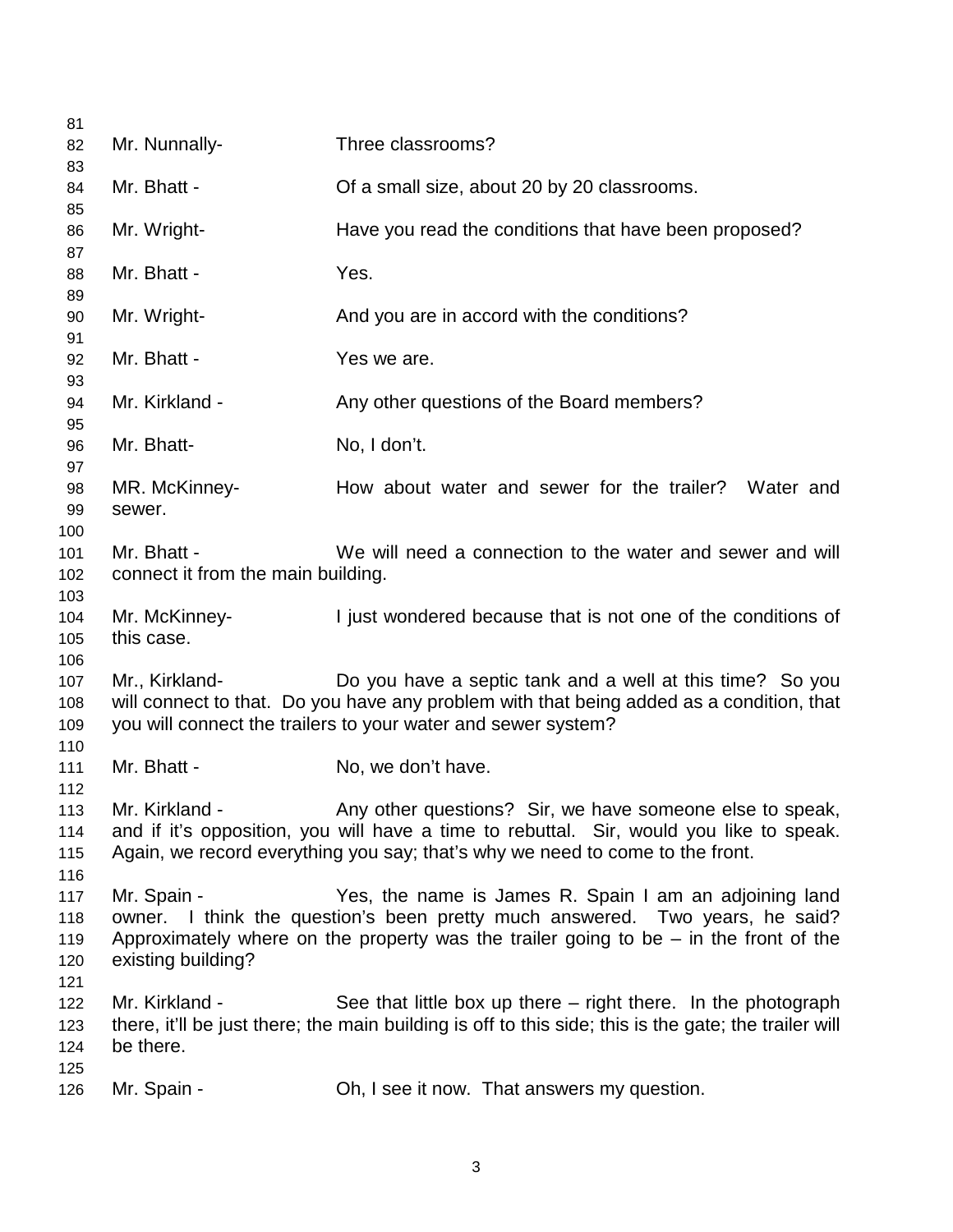Mr. Nunnally- Three classrooms?

Mr. Bhatt - Of a small size, about 20 by 20 classrooms.

Mr. Wright- Have you read the conditions that have been proposed?

Mr. Bhatt - Yes.

Mr. Wright- And you are in accord with the conditions?

Mr. Bhatt - Yes we are.

Mr. Kirkland - Any other questions of the Board members?

Mr. Bhatt- No, I don't.

MR. McKinney- How about water and sewer for the trailer? Water and sewer.

Mr. Bhatt - We will need a connection to the water and sewer and will connect it from the main building.

Mr. McKinney- I just wondered because that is not one of the conditions of this case.

Mr., Kirkland- Do you have a septic tank and a well at this time? So you will connect to that. Do you have any problem with that being added as a condition, that you will connect the trailers to your water and sewer system?

Mr. Bhatt - No, we don't have.

Mr. Kirkland - Any other questions? Sir, we have someone else to speak, and if it's opposition, you will have a time to rebuttal. Sir, would you like to speak. Again, we record everything you say; that's why we need to come to the front.

Mr. Spain - Yes, the name is James R. Spain I am an adjoining land owner. I think the question's been pretty much answered. Two years, he said? Approximately where on the property was the trailer going to be – in the front of the existing building?

Mr. Kirkland - See that little box up there – right there. In the photograph there, it'll be just there; the main building is off to this side; this is the gate; the trailer will be there.

Mr. Spain - Oh, I see it now. That answers my question.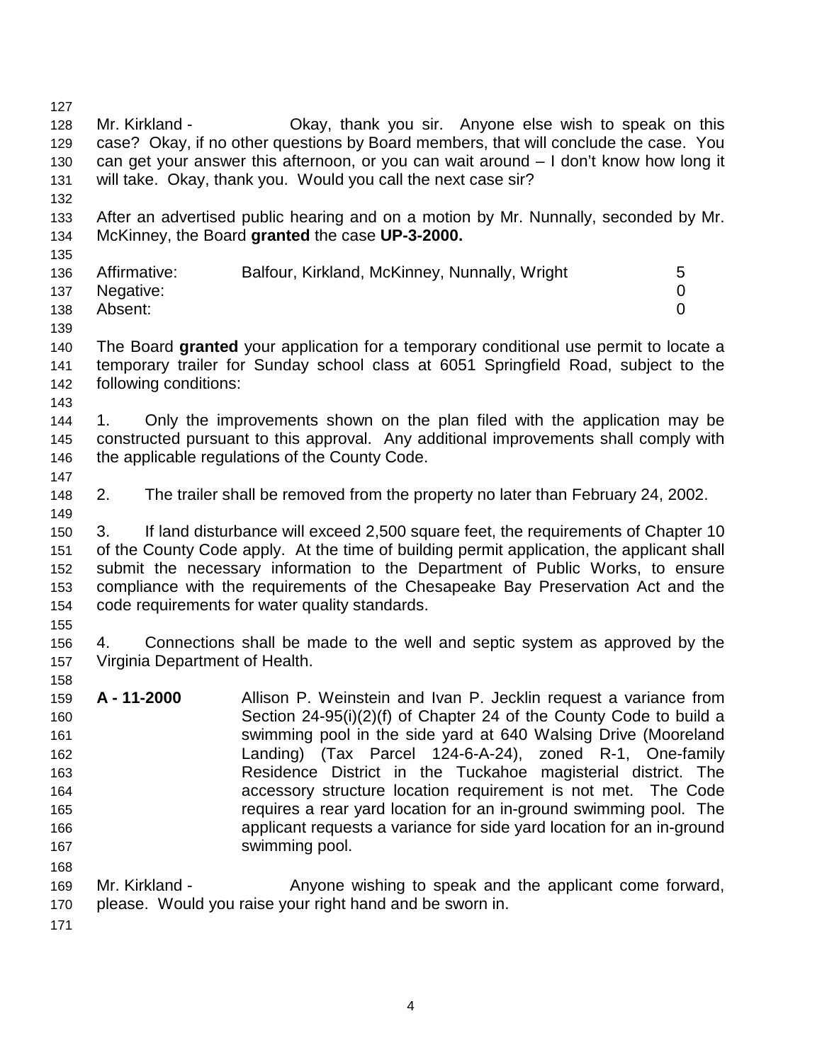Mr. Kirkland - Okay, thank you sir. Anyone else wish to speak on this case? Okay, if no other questions by Board members, that will conclude the case. You can get your answer this afternoon, or you can wait around – I don't know how long it will take. Okay, thank you. Would you call the next case sir?

After an advertised public hearing and on a motion by Mr. Nunnally, seconded by Mr. McKinney, the Board **granted** the case **UP-3-2000.**

| | | |
|---|---|---|
| Affirmative: | Balfour, Kirkland, McKinney, Nunnally, Wright | 5 |
| Negative: | | 0 |
| Absent: | | 0 |

The Board **granted** your application for a temporary conditional use permit to locate a temporary trailer for Sunday school class at 6051 Springfield Road, subject to the following conditions:

1. Only the improvements shown on the plan filed with the application may be constructed pursuant to this approval. Any additional improvements shall comply with the applicable regulations of the County Code.

2. The trailer shall be removed from the property no later than February 24, 2002.

3. If land disturbance will exceed 2,500 square feet, the requirements of Chapter 10 of the County Code apply. At the time of building permit application, the applicant shall submit the necessary information to the Department of Public Works, to ensure compliance with the requirements of the Chesapeake Bay Preservation Act and the code requirements for water quality standards.

4. Connections shall be made to the well and septic system as approved by the Virginia Department of Health.

**A - 11-2000** Allison P. Weinstein and Ivan P. Jecklin request a variance from Section 24-95(i)(2)(f) of Chapter 24 of the County Code to build a swimming pool in the side yard at 640 Walsing Drive (Mooreland Landing) (Tax Parcel 124-6-A-24), zoned R-1, One-family Residence District in the Tuckahoe magisterial district. The accessory structure location requirement is not met. The Code requires a rear yard location for an in-ground swimming pool. The applicant requests a variance for side yard location for an in-ground swimming pool.

Mr. Kirkland - Anyone wishing to speak and the applicant come forward, please. Would you raise your right hand and be sworn in.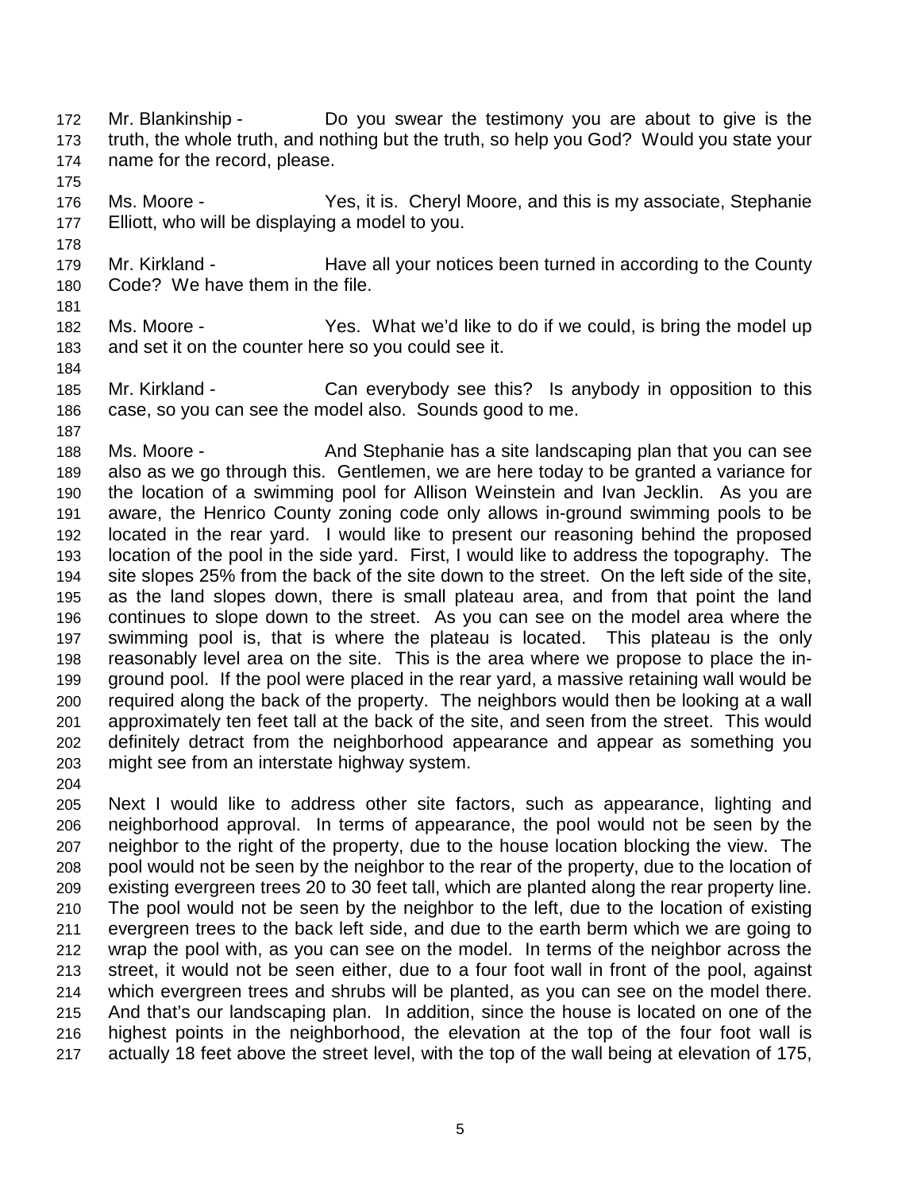Mr. Blankinship - Do you swear the testimony you are about to give is the truth, the whole truth, and nothing but the truth, so help you God? Would you state your name for the record, please.

Ms. Moore - Yes, it is. Cheryl Moore, and this is my associate, Stephanie Elliott, who will be displaying a model to you.

Mr. Kirkland - Have all your notices been turned in according to the County Code? We have them in the file.

Ms. Moore - Yes. What we'd like to do if we could, is bring the model up and set it on the counter here so you could see it.

Mr. Kirkland - Can everybody see this? Is anybody in opposition to this case, so you can see the model also. Sounds good to me.

Ms. Moore - And Stephanie has a site landscaping plan that you can see also as we go through this. Gentlemen, we are here today to be granted a variance for the location of a swimming pool for Allison Weinstein and Ivan Jecklin. As you are aware, the Henrico County zoning code only allows in-ground swimming pools to be located in the rear yard. I would like to present our reasoning behind the proposed location of the pool in the side yard. First, I would like to address the topography. The site slopes 25% from the back of the site down to the street. On the left side of the site, as the land slopes down, there is small plateau area, and from that point the land continues to slope down to the street. As you can see on the model area where the swimming pool is, that is where the plateau is located. This plateau is the only reasonably level area on the site. This is the area where we propose to place the in-ground pool. If the pool were placed in the rear yard, a massive retaining wall would be required along the back of the property. The neighbors would then be looking at a wall approximately ten feet tall at the back of the site, and seen from the street. This would definitely detract from the neighborhood appearance and appear as something you might see from an interstate highway system.

Next I would like to address other site factors, such as appearance, lighting and neighborhood approval. In terms of appearance, the pool would not be seen by the neighbor to the right of the property, due to the house location blocking the view. The pool would not be seen by the neighbor to the rear of the property, due to the location of existing evergreen trees 20 to 30 feet tall, which are planted along the rear property line. The pool would not be seen by the neighbor to the left, due to the location of existing evergreen trees to the back left side, and due to the earth berm which we are going to wrap the pool with, as you can see on the model. In terms of the neighbor across the street, it would not be seen either, due to a four foot wall in front of the pool, against which evergreen trees and shrubs will be planted, as you can see on the model there. And that's our landscaping plan. In addition, since the house is located on one of the highest points in the neighborhood, the elevation at the top of the four foot wall is actually 18 feet above the street level, with the top of the wall being at elevation of 175,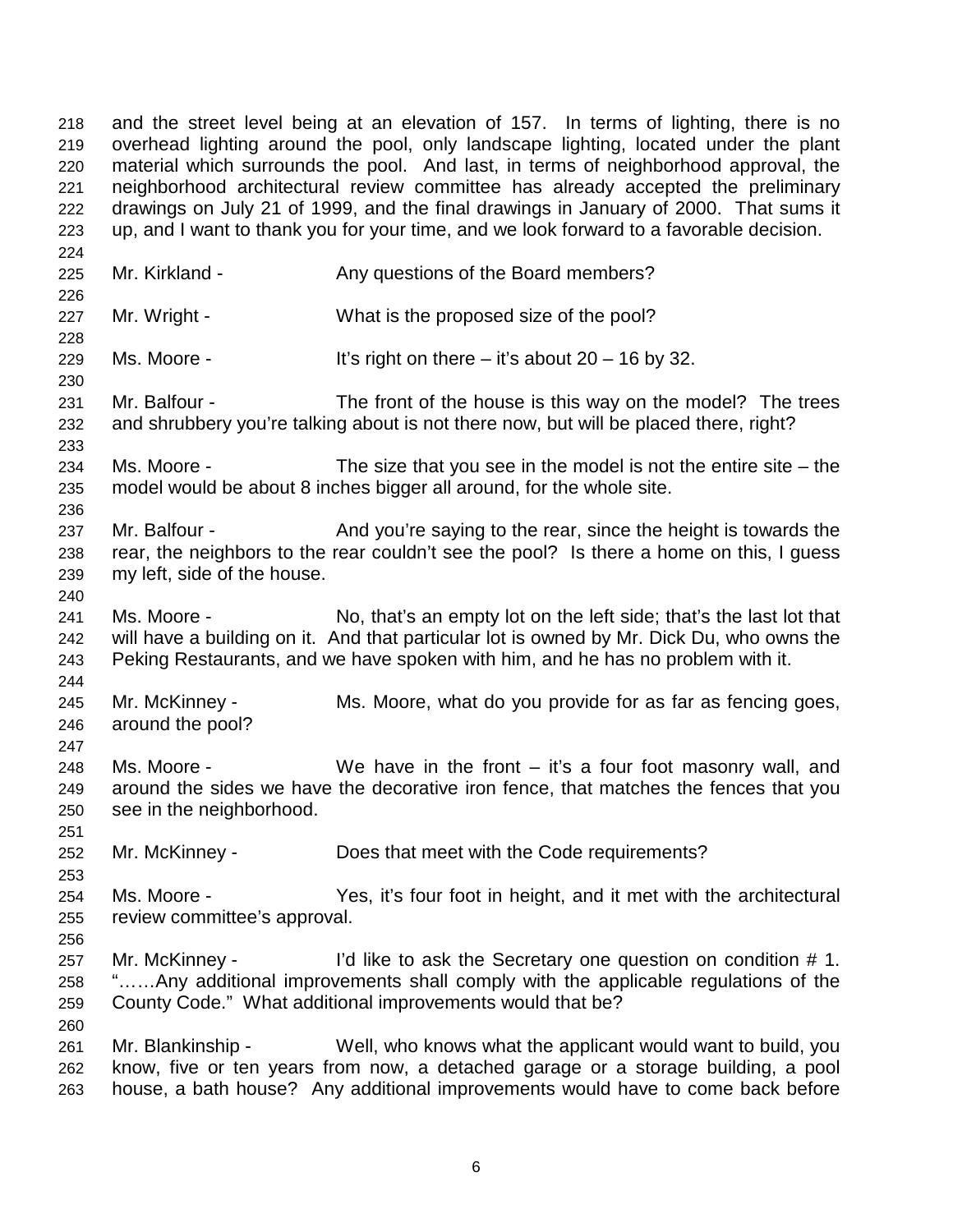and the street level being at an elevation of 157. In terms of lighting, there is no overhead lighting around the pool, only landscape lighting, located under the plant material which surrounds the pool. And last, in terms of neighborhood approval, the neighborhood architectural review committee has already accepted the preliminary drawings on July 21 of 1999, and the final drawings in January of 2000. That sums it up, and I want to thank you for your time, and we look forward to a favorable decision.

Mr. Kirkland - Any questions of the Board members?

Mr. Wright - What is the proposed size of the pool?

Ms. Moore - It's right on there – it's about 20 – 16 by 32.

Mr. Balfour - The front of the house is this way on the model? The trees and shrubbery you're talking about is not there now, but will be placed there, right?

Ms. Moore - The size that you see in the model is not the entire site – the model would be about 8 inches bigger all around, for the whole site.

Mr. Balfour - And you're saying to the rear, since the height is towards the rear, the neighbors to the rear couldn't see the pool? Is there a home on this, I guess my left, side of the house.

Ms. Moore - No, that's an empty lot on the left side; that's the last lot that will have a building on it. And that particular lot is owned by Mr. Dick Du, who owns the Peking Restaurants, and we have spoken with him, and he has no problem with it.

Mr. McKinney - Ms. Moore, what do you provide for as far as fencing goes, around the pool?

Ms. Moore - We have in the front – it's a four foot masonry wall, and around the sides we have the decorative iron fence, that matches the fences that you see in the neighborhood.

Mr. McKinney - Does that meet with the Code requirements?

Ms. Moore - Yes, it's four foot in height, and it met with the architectural review committee's approval.

Mr. McKinney - I'd like to ask the Secretary one question on condition # 1. "……Any additional improvements shall comply with the applicable regulations of the County Code." What additional improvements would that be?

Mr. Blankinship - Well, who knows what the applicant would want to build, you know, five or ten years from now, a detached garage or a storage building, a pool house, a bath house? Any additional improvements would have to come back before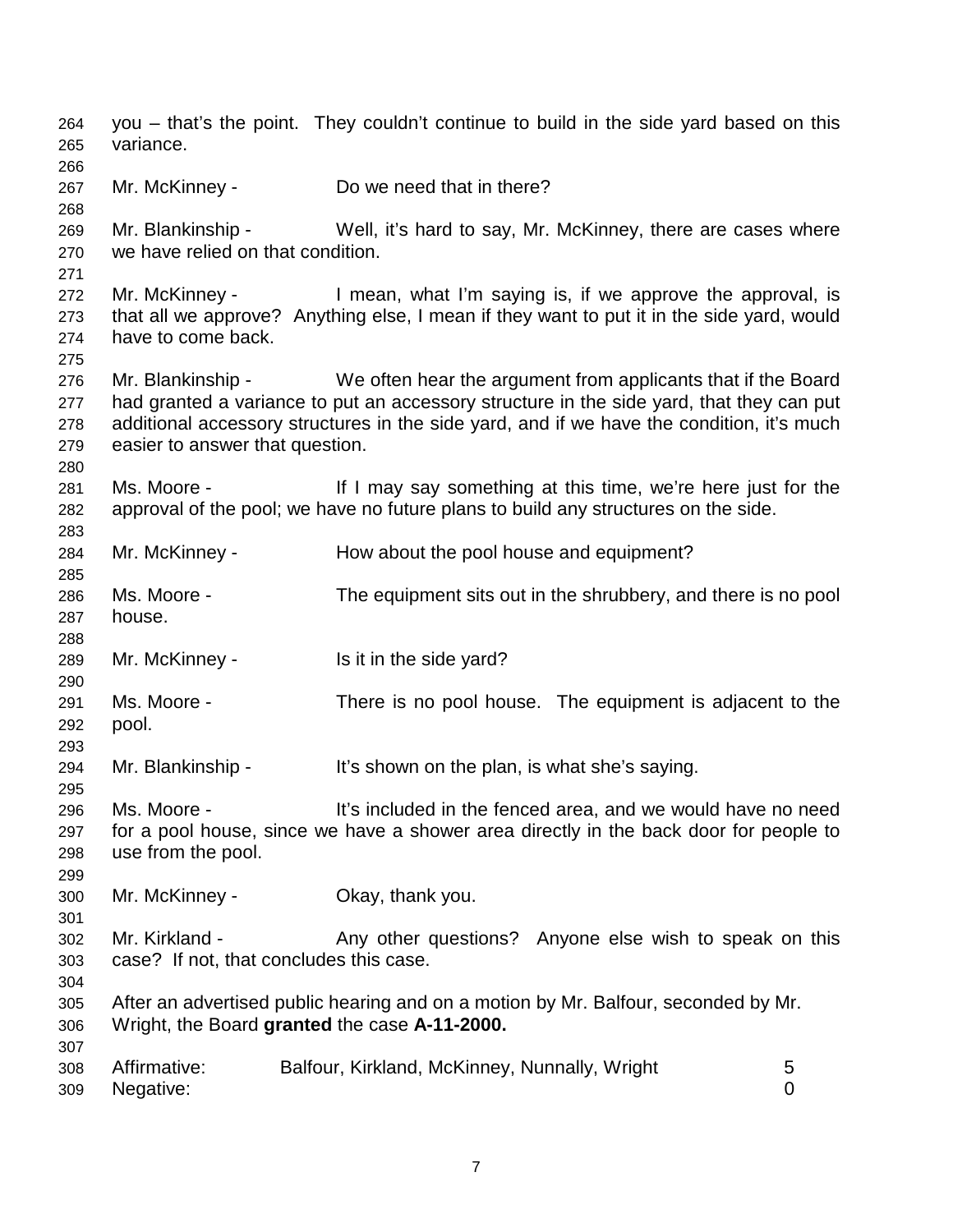you – that's the point. They couldn't continue to build in the side yard based on this variance.

Mr. McKinney - Do we need that in there?

Mr. Blankinship - Well, it's hard to say, Mr. McKinney, there are cases where we have relied on that condition.

Mr. McKinney - I mean, what I'm saying is, if we approve the approval, is that all we approve? Anything else, I mean if they want to put it in the side yard, would have to come back.

Mr. Blankinship - We often hear the argument from applicants that if the Board had granted a variance to put an accessory structure in the side yard, that they can put additional accessory structures in the side yard, and if we have the condition, it's much easier to answer that question.

Ms. Moore - If I may say something at this time, we're here just for the approval of the pool; we have no future plans to build any structures on the side.

Mr. McKinney - How about the pool house and equipment?

Ms. Moore - The equipment sits out in the shrubbery, and there is no pool house.

Mr. McKinney - Is it in the side yard?

Ms. Moore - There is no pool house. The equipment is adjacent to the pool.

Mr. Blankinship - It's shown on the plan, is what she's saying.

Ms. Moore - It's included in the fenced area, and we would have no need for a pool house, since we have a shower area directly in the back door for people to use from the pool.

Mr. McKinney - Okay, thank you.

Mr. Kirkland - Any other questions? Anyone else wish to speak on this case? If not, that concludes this case.

After an advertised public hearing and on a motion by Mr. Balfour, seconded by Mr. Wright, the Board **granted** the case **A-11-2000.**

| | | |
|---|---|---|
| Affirmative: | Balfour, Kirkland, McKinney, Nunnally, Wright | 5 |
| Negative: | | 0 |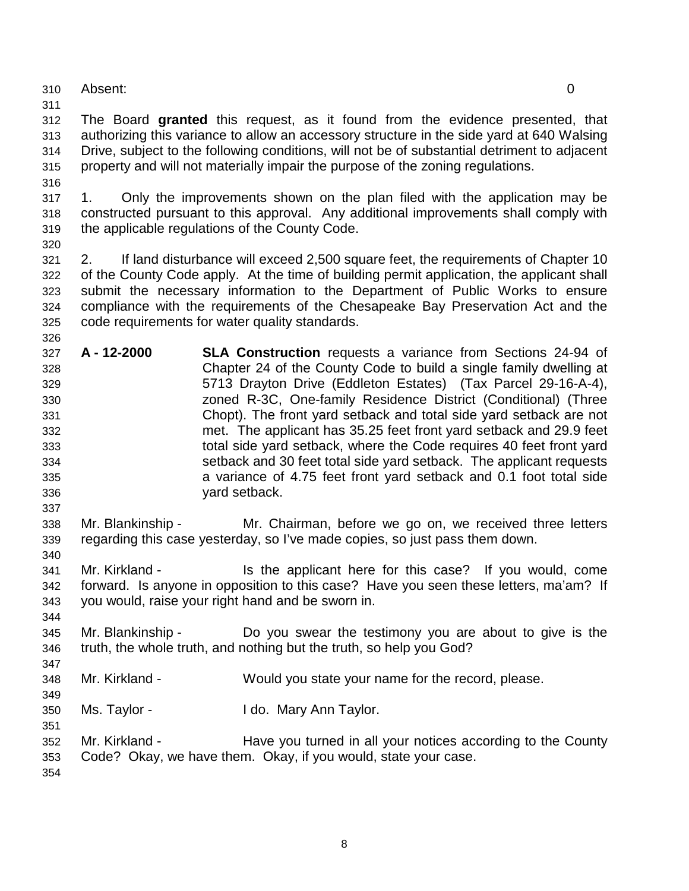Absent: 0

The Board **granted** this request, as it found from the evidence presented, that authorizing this variance to allow an accessory structure in the side yard at 640 Walsing Drive, subject to the following conditions, will not be of substantial detriment to adjacent property and will not materially impair the purpose of the zoning regulations.

1. Only the improvements shown on the plan filed with the application may be constructed pursuant to this approval. Any additional improvements shall comply with the applicable regulations of the County Code.

2. If land disturbance will exceed 2,500 square feet, the requirements of Chapter 10 of the County Code apply. At the time of building permit application, the applicant shall submit the necessary information to the Department of Public Works to ensure compliance with the requirements of the Chesapeake Bay Preservation Act and the code requirements for water quality standards.

**A - 12-2000** **SLA Construction** requests a variance from Sections 24-94 of Chapter 24 of the County Code to build a single family dwelling at 5713 Drayton Drive (Eddleton Estates) (Tax Parcel 29-16-A-4), zoned R-3C, One-family Residence District (Conditional) (Three Chopt). The front yard setback and total side yard setback are not met. The applicant has 35.25 feet front yard setback and 29.9 feet total side yard setback, where the Code requires 40 feet front yard setback and 30 feet total side yard setback. The applicant requests a variance of 4.75 feet front yard setback and 0.1 foot total side yard setback.

Mr. Blankinship - Mr. Chairman, before we go on, we received three letters regarding this case yesterday, so I've made copies, so just pass them down.

Mr. Kirkland - Is the applicant here for this case? If you would, come forward. Is anyone in opposition to this case? Have you seen these letters, ma'am? If you would, raise your right hand and be sworn in.

Mr. Blankinship - Do you swear the testimony you are about to give is the truth, the whole truth, and nothing but the truth, so help you God?

Mr. Kirkland - Would you state your name for the record, please.

Ms. Taylor - I do. Mary Ann Taylor.

Mr. Kirkland - Have you turned in all your notices according to the County Code? Okay, we have them. Okay, if you would, state your case.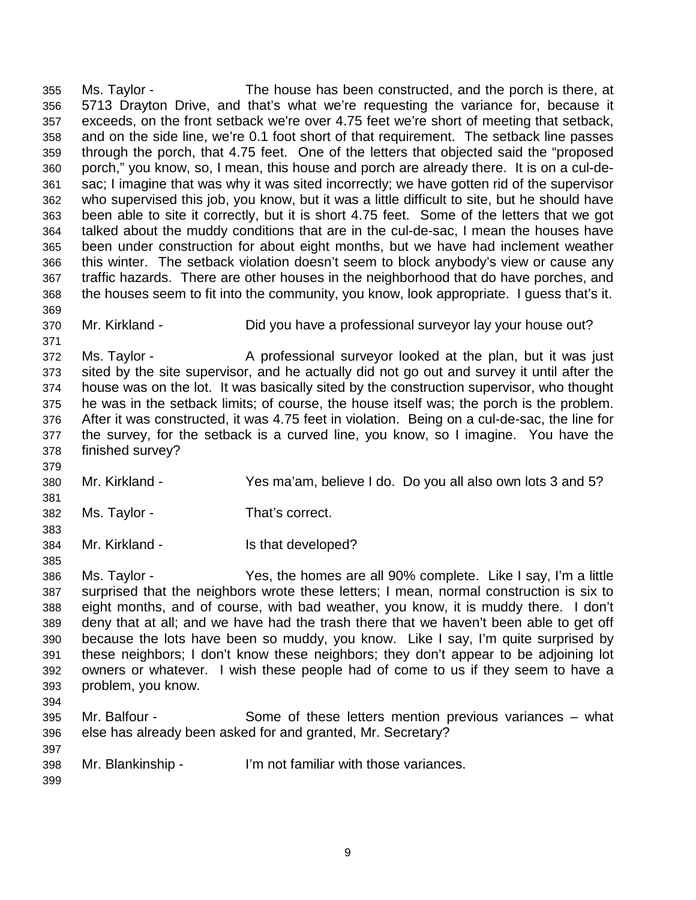Ms. Taylor - The house has been constructed, and the porch is there, at 5713 Drayton Drive, and that's what we're requesting the variance for, because it exceeds, on the front setback we're over 4.75 feet we're short of meeting that setback, and on the side line, we're 0.1 foot short of that requirement. The setback line passes through the porch, that 4.75 feet. One of the letters that objected said the "proposed porch," you know, so, I mean, this house and porch are already there. It is on a cul-de-sac; I imagine that was why it was sited incorrectly; we have gotten rid of the supervisor who supervised this job, you know, but it was a little difficult to site, but he should have been able to site it correctly, but it is short 4.75 feet. Some of the letters that we got talked about the muddy conditions that are in the cul-de-sac, I mean the houses have been under construction for about eight months, but we have had inclement weather this winter. The setback violation doesn't seem to block anybody's view or cause any traffic hazards. There are other houses in the neighborhood that do have porches, and the houses seem to fit into the community, you know, look appropriate. I guess that's it.

Mr. Kirkland - Did you have a professional surveyor lay your house out?

Ms. Taylor - A professional surveyor looked at the plan, but it was just sited by the site supervisor, and he actually did not go out and survey it until after the house was on the lot. It was basically sited by the construction supervisor, who thought he was in the setback limits; of course, the house itself was; the porch is the problem. After it was constructed, it was 4.75 feet in violation. Being on a cul-de-sac, the line for the survey, for the setback is a curved line, you know, so I imagine. You have the finished survey?

Mr. Kirkland - Yes ma'am, believe I do. Do you all also own lots 3 and 5?

Ms. Taylor - That's correct.

Mr. Kirkland - Is that developed?

Ms. Taylor - Yes, the homes are all 90% complete. Like I say, I'm a little surprised that the neighbors wrote these letters; I mean, normal construction is six to eight months, and of course, with bad weather, you know, it is muddy there. I don't deny that at all; and we have had the trash there that we haven't been able to get off because the lots have been so muddy, you know. Like I say, I'm quite surprised by these neighbors; I don't know these neighbors; they don't appear to be adjoining lot owners or whatever. I wish these people had of come to us if they seem to have a problem, you know.

Mr. Balfour - Some of these letters mention previous variances – what else has already been asked for and granted, Mr. Secretary?

Mr. Blankinship - I'm not familiar with those variances.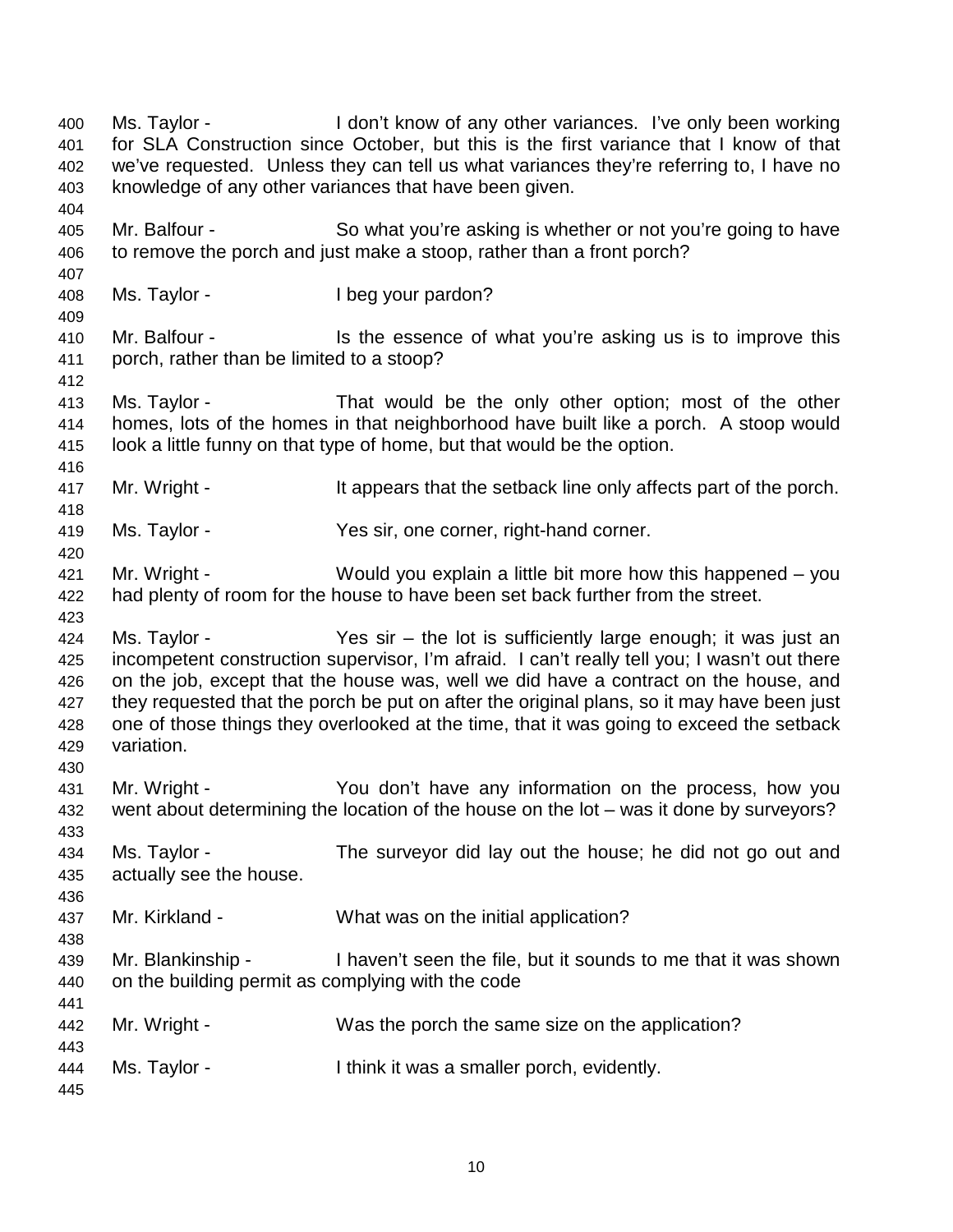Ms. Taylor - I don't know of any other variances. I've only been working for SLA Construction since October, but this is the first variance that I know of that we've requested. Unless they can tell us what variances they're referring to, I have no knowledge of any other variances that have been given.

Mr. Balfour - So what you're asking is whether or not you're going to have to remove the porch and just make a stoop, rather than a front porch?

Ms. Taylor - I beg your pardon?

Mr. Balfour - Is the essence of what you're asking us is to improve this porch, rather than be limited to a stoop?

Ms. Taylor - That would be the only other option; most of the other homes, lots of the homes in that neighborhood have built like a porch. A stoop would look a little funny on that type of home, but that would be the option.

Mr. Wright - It appears that the setback line only affects part of the porch.

Ms. Taylor - Yes sir, one corner, right-hand corner.

Mr. Wright - Would you explain a little bit more how this happened – you had plenty of room for the house to have been set back further from the street.

Ms. Taylor - Yes sir – the lot is sufficiently large enough; it was just an incompetent construction supervisor, I'm afraid. I can't really tell you; I wasn't out there on the job, except that the house was, well we did have a contract on the house, and they requested that the porch be put on after the original plans, so it may have been just one of those things they overlooked at the time, that it was going to exceed the setback variation.

Mr. Wright - You don't have any information on the process, how you went about determining the location of the house on the lot – was it done by surveyors?

Ms. Taylor - The surveyor did lay out the house; he did not go out and actually see the house.

Mr. Kirkland - What was on the initial application?

Mr. Blankinship - I haven't seen the file, but it sounds to me that it was shown on the building permit as complying with the code

Mr. Wright - Was the porch the same size on the application?

Ms. Taylor - I think it was a smaller porch, evidently.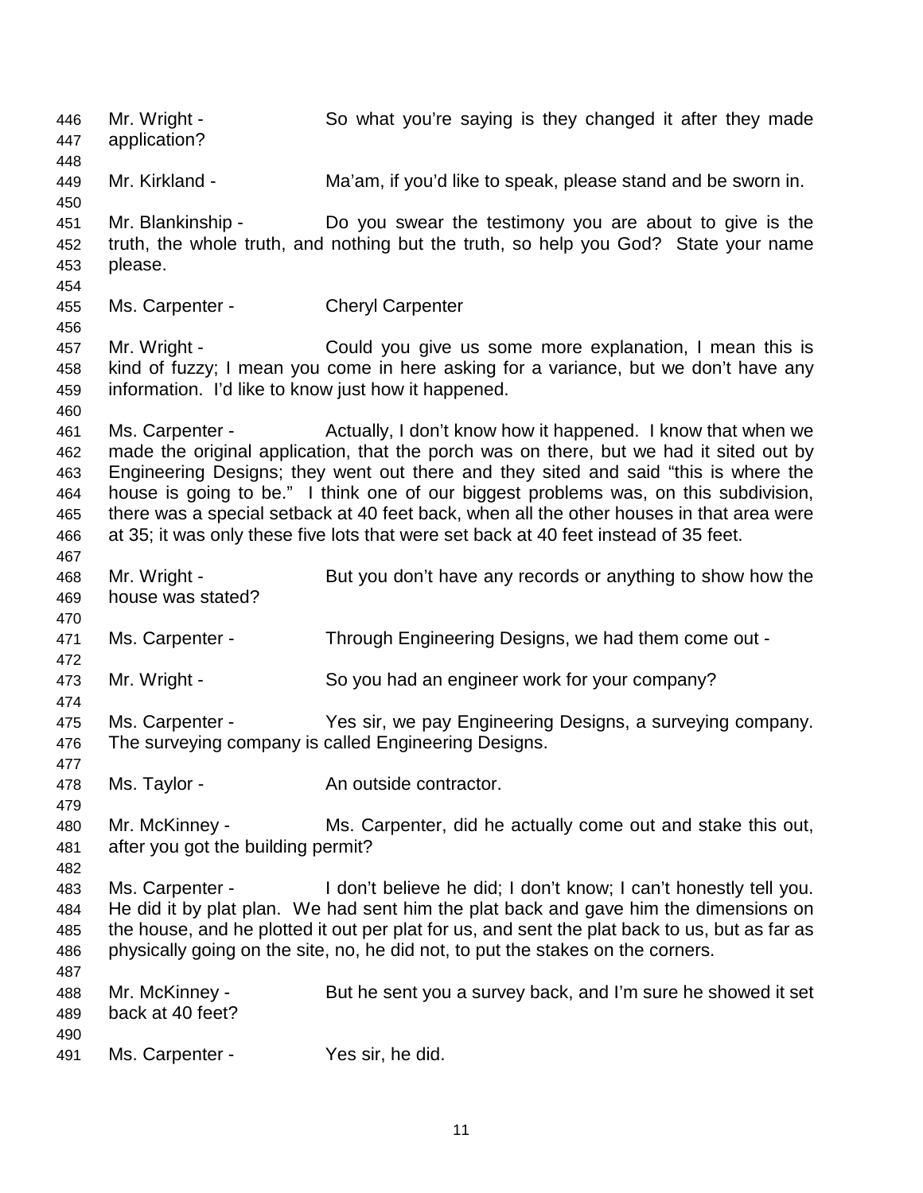Mr. Wright - So what you're saying is they changed it after they made application?

Mr. Kirkland - Ma'am, if you'd like to speak, please stand and be sworn in.

Mr. Blankinship - Do you swear the testimony you are about to give is the truth, the whole truth, and nothing but the truth, so help you God? State your name please.

Ms. Carpenter - Cheryl Carpenter

Mr. Wright - Could you give us some more explanation, I mean this is kind of fuzzy; I mean you come in here asking for a variance, but we don't have any information. I'd like to know just how it happened.

Ms. Carpenter - Actually, I don't know how it happened. I know that when we made the original application, that the porch was on there, but we had it sited out by Engineering Designs; they went out there and they sited and said "this is where the house is going to be." I think one of our biggest problems was, on this subdivision, there was a special setback at 40 feet back, when all the other houses in that area were at 35; it was only these five lots that were set back at 40 feet instead of 35 feet.

Mr. Wright - But you don't have any records or anything to show how the house was stated?

Ms. Carpenter - Through Engineering Designs, we had them come out -

Mr. Wright - So you had an engineer work for your company?

Ms. Carpenter - Yes sir, we pay Engineering Designs, a surveying company. The surveying company is called Engineering Designs.

Ms. Taylor - An outside contractor.

Mr. McKinney - Ms. Carpenter, did he actually come out and stake this out, after you got the building permit?

Ms. Carpenter - I don't believe he did; I don't know; I can't honestly tell you. He did it by plat plan. We had sent him the plat back and gave him the dimensions on the house, and he plotted it out per plat for us, and sent the plat back to us, but as far as physically going on the site, no, he did not, to put the stakes on the corners.

Mr. McKinney - But he sent you a survey back, and I'm sure he showed it set back at 40 feet?

Ms. Carpenter - Yes sir, he did.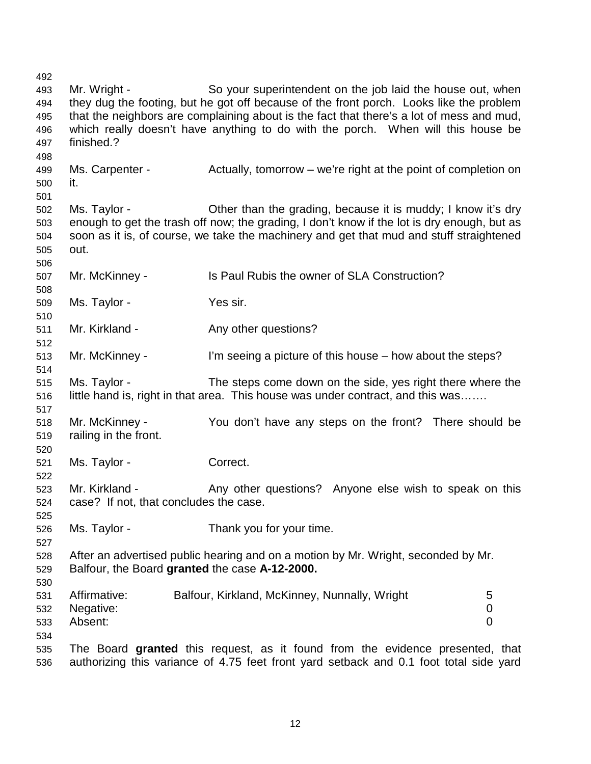Mr. Wright - So your superintendent on the job laid the house out, when they dug the footing, but he got off because of the front porch. Looks like the problem that the neighbors are complaining about is the fact that there's a lot of mess and mud, which really doesn't have anything to do with the porch. When will this house be finished.?

Ms. Carpenter - Actually, tomorrow – we're right at the point of completion on it.

Ms. Taylor - Other than the grading, because it is muddy; I know it's dry enough to get the trash off now; the grading, I don't know if the lot is dry enough, but as soon as it is, of course, we take the machinery and get that mud and stuff straightened out.

Mr. McKinney - Is Paul Rubis the owner of SLA Construction?

Ms. Taylor - Yes sir.

Mr. Kirkland - Any other questions?

Mr. McKinney - I'm seeing a picture of this house – how about the steps?

Ms. Taylor - The steps come down on the side, yes right there where the little hand is, right in that area. This house was under contract, and this was…….

Mr. McKinney - You don't have any steps on the front? There should be railing in the front.

Ms. Taylor - Correct.

Mr. Kirkland - Any other questions? Anyone else wish to speak on this case? If not, that concludes the case.

Ms. Taylor - Thank you for your time.

After an advertised public hearing and on a motion by Mr. Wright, seconded by Mr. Balfour, the Board **granted** the case **A-12-2000.**

| | | |
|---|---|---|
| Affirmative: | Balfour, Kirkland, McKinney, Nunnally, Wright | 5 |
| Negative: | | 0 |
| Absent: | | 0 |

The Board **granted** this request, as it found from the evidence presented, that authorizing this variance of 4.75 feet front yard setback and 0.1 foot total side yard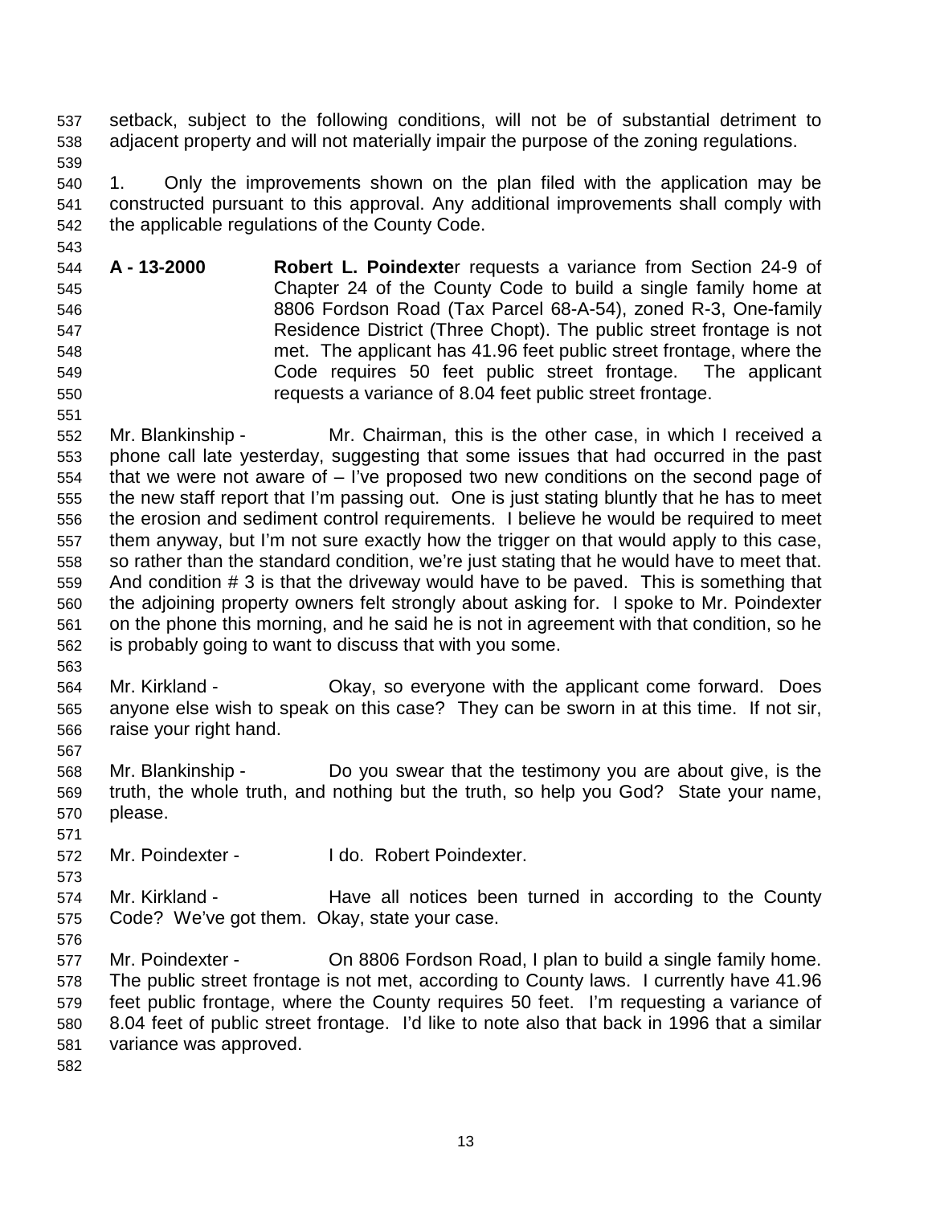setback, subject to the following conditions, will not be of substantial detriment to adjacent property and will not materially impair the purpose of the zoning regulations.

1. Only the improvements shown on the plan filed with the application may be constructed pursuant to this approval. Any additional improvements shall comply with the applicable regulations of the County Code.

**A - 13-2000** **Robert L. Poindexte**r requests a variance from Section 24-9 of Chapter 24 of the County Code to build a single family home at 8806 Fordson Road (Tax Parcel 68-A-54), zoned R-3, One-family Residence District (Three Chopt). The public street frontage is not met. The applicant has 41.96 feet public street frontage, where the Code requires 50 feet public street frontage. The applicant requests a variance of 8.04 feet public street frontage.

Mr. Blankinship - Mr. Chairman, this is the other case, in which I received a phone call late yesterday, suggesting that some issues that had occurred in the past that we were not aware of – I've proposed two new conditions on the second page of the new staff report that I'm passing out. One is just stating bluntly that he has to meet the erosion and sediment control requirements. I believe he would be required to meet them anyway, but I'm not sure exactly how the trigger on that would apply to this case, so rather than the standard condition, we're just stating that he would have to meet that. And condition # 3 is that the driveway would have to be paved. This is something that the adjoining property owners felt strongly about asking for. I spoke to Mr. Poindexter on the phone this morning, and he said he is not in agreement with that condition, so he is probably going to want to discuss that with you some.

Mr. Kirkland - Okay, so everyone with the applicant come forward. Does anyone else wish to speak on this case? They can be sworn in at this time. If not sir, raise your right hand.

Mr. Blankinship - Do you swear that the testimony you are about give, is the truth, the whole truth, and nothing but the truth, so help you God? State your name, please.

Mr. Poindexter - I do. Robert Poindexter.

Mr. Kirkland - Have all notices been turned in according to the County Code? We've got them. Okay, state your case.

Mr. Poindexter - On 8806 Fordson Road, I plan to build a single family home. The public street frontage is not met, according to County laws. I currently have 41.96 feet public frontage, where the County requires 50 feet. I'm requesting a variance of 8.04 feet of public street frontage. I'd like to note also that back in 1996 that a similar variance was approved.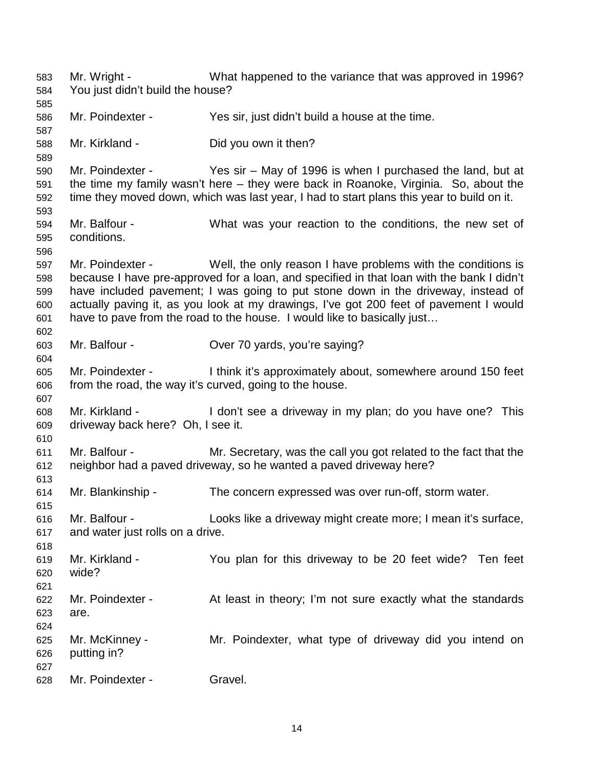583 Mr. Wright - What happened to the variance that was approved in 1996?
584 You just didn't build the house?
585
586 Mr. Poindexter - Yes sir, just didn't build a house at the time.
587
588 Mr. Kirkland - Did you own it then?
589
590 Mr. Poindexter - Yes sir – May of 1996 is when I purchased the land, but at
591 the time my family wasn't here – they were back in Roanoke, Virginia. So, about the
592 time they moved down, which was last year, I had to start plans this year to build on it.
593
594 Mr. Balfour - What was your reaction to the conditions, the new set of
595 conditions.
596
597 Mr. Poindexter - Well, the only reason I have problems with the conditions is
598 because I have pre-approved for a loan, and specified in that loan with the bank I didn't
599 have included pavement; I was going to put stone down in the driveway, instead of
600 actually paving it, as you look at my drawings, I've got 200 feet of pavement I would
601 have to pave from the road to the house. I would like to basically just…
602
603 Mr. Balfour - Over 70 yards, you're saying?
604
605 Mr. Poindexter - I think it's approximately about, somewhere around 150 feet
606 from the road, the way it's curved, going to the house.
607
608 Mr. Kirkland - I don't see a driveway in my plan; do you have one? This
609 driveway back here? Oh, I see it.
610
611 Mr. Balfour - Mr. Secretary, was the call you got related to the fact that the
612 neighbor had a paved driveway, so he wanted a paved driveway here?
613
614 Mr. Blankinship - The concern expressed was over run-off, storm water.
615
616 Mr. Balfour - Looks like a driveway might create more; I mean it's surface,
617 and water just rolls on a drive.
618
619 Mr. Kirkland - You plan for this driveway to be 20 feet wide? Ten feet
620 wide?
621
622 Mr. Poindexter - At least in theory; I'm not sure exactly what the standards
623 are.
624
625 Mr. McKinney - Mr. Poindexter, what type of driveway did you intend on
626 putting in?
627
628 Mr. Poindexter - Gravel.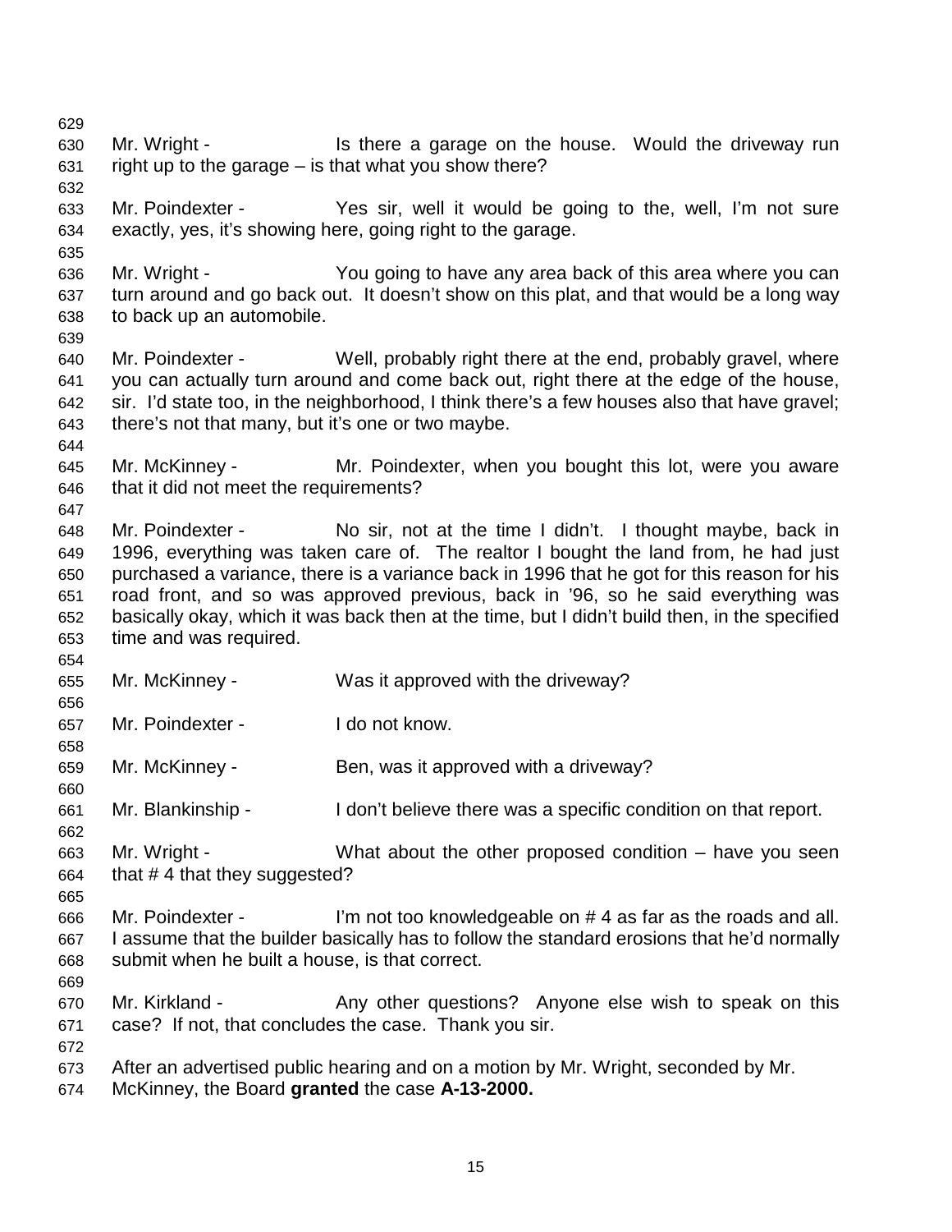Mr. Wright - Is there a garage on the house. Would the driveway run right up to the garage – is that what you show there?

Mr. Poindexter - Yes sir, well it would be going to the, well, I'm not sure exactly, yes, it's showing here, going right to the garage.

Mr. Wright - You going to have any area back of this area where you can turn around and go back out. It doesn't show on this plat, and that would be a long way to back up an automobile.

Mr. Poindexter - Well, probably right there at the end, probably gravel, where you can actually turn around and come back out, right there at the edge of the house, sir. I'd state too, in the neighborhood, I think there's a few houses also that have gravel; there's not that many, but it's one or two maybe.

Mr. McKinney - Mr. Poindexter, when you bought this lot, were you aware that it did not meet the requirements?

Mr. Poindexter - No sir, not at the time I didn't. I thought maybe, back in 1996, everything was taken care of. The realtor I bought the land from, he had just purchased a variance, there is a variance back in 1996 that he got for this reason for his road front, and so was approved previous, back in '96, so he said everything was basically okay, which it was back then at the time, but I didn't build then, in the specified time and was required.

Mr. McKinney - Was it approved with the driveway?

Mr. Poindexter - I do not know.

Mr. McKinney - Ben, was it approved with a driveway?

Mr. Blankinship - I don't believe there was a specific condition on that report.

Mr. Wright - What about the other proposed condition – have you seen that # 4 that they suggested?

Mr. Poindexter - I'm not too knowledgeable on # 4 as far as the roads and all. I assume that the builder basically has to follow the standard erosions that he'd normally submit when he built a house, is that correct.

Mr. Kirkland - Any other questions? Anyone else wish to speak on this case? If not, that concludes the case. Thank you sir.

After an advertised public hearing and on a motion by Mr. Wright, seconded by Mr. McKinney, the Board **granted** the case **A-13-2000.**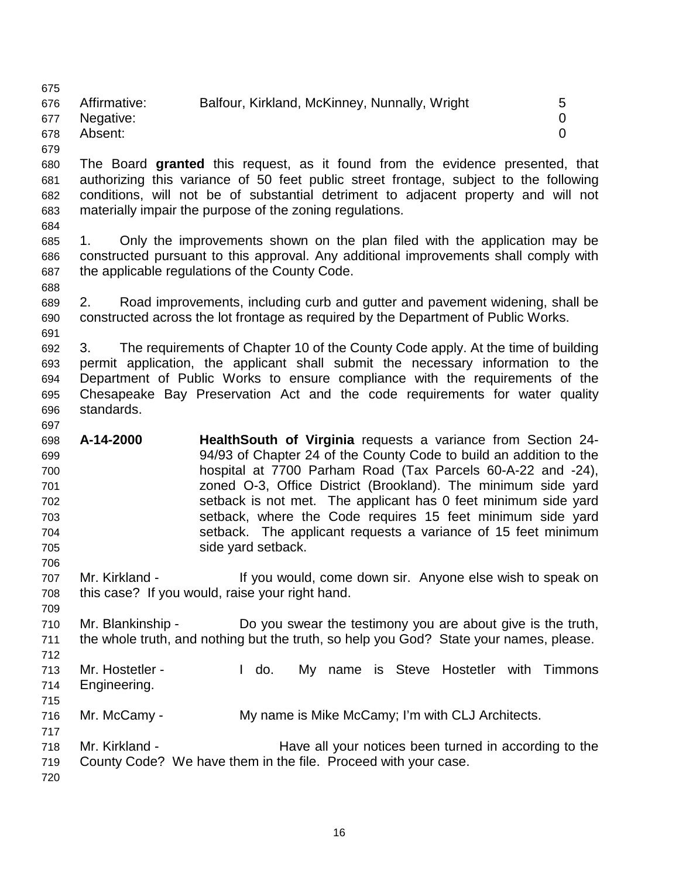| | | |
|---|---|---|
| Affirmative: | Balfour, Kirkland, McKinney, Nunnally, Wright | 5 |
| Negative: | | 0 |
| Absent: | | 0 |

The Board **granted** this request, as it found from the evidence presented, that authorizing this variance of 50 feet public street frontage, subject to the following conditions, will not be of substantial detriment to adjacent property and will not materially impair the purpose of the zoning regulations.

1. Only the improvements shown on the plan filed with the application may be constructed pursuant to this approval. Any additional improvements shall comply with the applicable regulations of the County Code.

2. Road improvements, including curb and gutter and pavement widening, shall be constructed across the lot frontage as required by the Department of Public Works.

3. The requirements of Chapter 10 of the County Code apply. At the time of building permit application, the applicant shall submit the necessary information to the Department of Public Works to ensure compliance with the requirements of the Chesapeake Bay Preservation Act and the code requirements for water quality standards.

**A-14-2000** **HealthSouth of Virginia** requests a variance from Section 24-94/93 of Chapter 24 of the County Code to build an addition to the hospital at 7700 Parham Road (Tax Parcels 60-A-22 and -24), zoned O-3, Office District (Brookland). The minimum side yard setback is not met. The applicant has 0 feet minimum side yard setback, where the Code requires 15 feet minimum side yard setback. The applicant requests a variance of 15 feet minimum side yard setback.

Mr. Kirkland - If you would, come down sir. Anyone else wish to speak on this case? If you would, raise your right hand.

Mr. Blankinship - Do you swear the testimony you are about give is the truth, the whole truth, and nothing but the truth, so help you God? State your names, please.

Mr. Hostetler - I do. My name is Steve Hostetler with Timmons Engineering.

Mr. McCamy - My name is Mike McCamy; I'm with CLJ Architects.

Mr. Kirkland - Have all your notices been turned in according to the County Code? We have them in the file. Proceed with your case.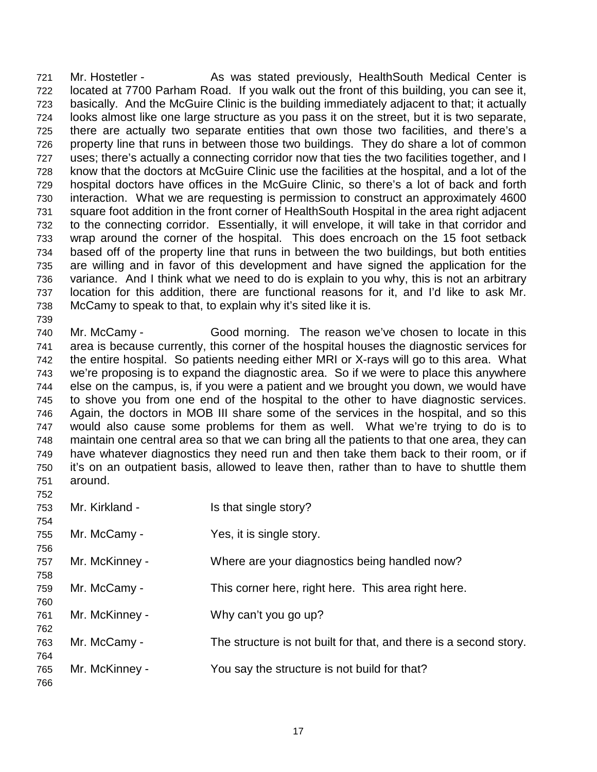721 Mr. Hostetler - As was stated previously, HealthSouth Medical Center is
722 located at 7700 Parham Road. If you walk out the front of this building, you can see it,
723 basically. And the McGuire Clinic is the building immediately adjacent to that; it actually
724 looks almost like one large structure as you pass it on the street, but it is two separate,
725 there are actually two separate entities that own those two facilities, and there's a
726 property line that runs in between those two buildings. They do share a lot of common
727 uses; there's actually a connecting corridor now that ties the two facilities together, and I
728 know that the doctors at McGuire Clinic use the facilities at the hospital, and a lot of the
729 hospital doctors have offices in the McGuire Clinic, so there's a lot of back and forth
730 interaction. What we are requesting is permission to construct an approximately 4600
731 square foot addition in the front corner of HealthSouth Hospital in the area right adjacent
732 to the connecting corridor. Essentially, it will envelope, it will take in that corridor and
733 wrap around the corner of the hospital. This does encroach on the 15 foot setback
734 based off of the property line that runs in between the two buildings, but both entities
735 are willing and in favor of this development and have signed the application for the
736 variance. And I think what we need to do is explain to you why, this is not an arbitrary
737 location for this addition, there are functional reasons for it, and I'd like to ask Mr.
738 McCamy to speak to that, to explain why it's sited like it is.
739
740 Mr. McCamy - Good morning. The reason we've chosen to locate in this
741 area is because currently, this corner of the hospital houses the diagnostic services for
742 the entire hospital. So patients needing either MRI or X-rays will go to this area. What
743 we're proposing is to expand the diagnostic area. So if we were to place this anywhere
744 else on the campus, is, if you were a patient and we brought you down, we would have
745 to shove you from one end of the hospital to the other to have diagnostic services.
746 Again, the doctors in MOB III share some of the services in the hospital, and so this
747 would also cause some problems for them as well. What we're trying to do is to
748 maintain one central area so that we can bring all the patients to that one area, they can
749 have whatever diagnostics they need run and then take them back to their room, or if
750 it's on an outpatient basis, allowed to leave then, rather than to have to shuttle them
751 around.
752
753 Mr. Kirkland - Is that single story?
754
755 Mr. McCamy - Yes, it is single story.
756
757 Mr. McKinney - Where are your diagnostics being handled now?
758
759 Mr. McCamy - This corner here, right here. This area right here.
760
761 Mr. McKinney - Why can't you go up?
762
763 Mr. McCamy - The structure is not built for that, and there is a second story.
764
765 Mr. McKinney - You say the structure is not build for that?
766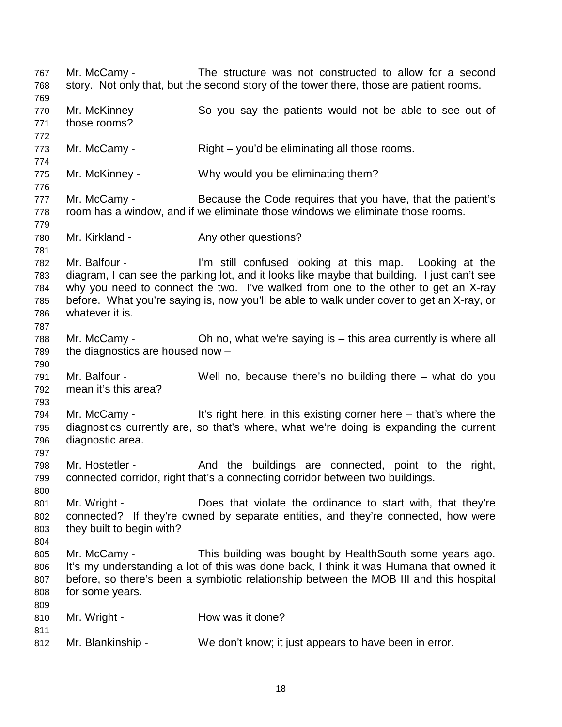767 Mr. McCamy - The structure was not constructed to allow for a second
768 story. Not only that, but the second story of the tower there, those are patient rooms.
769
770 Mr. McKinney - So you say the patients would not be able to see out of
771 those rooms?
772
773 Mr. McCamy - Right – you'd be eliminating all those rooms.
774
775 Mr. McKinney - Why would you be eliminating them?
776
777 Mr. McCamy - Because the Code requires that you have, that the patient's
778 room has a window, and if we eliminate those windows we eliminate those rooms.
779
780 Mr. Kirkland - Any other questions?
781
782 Mr. Balfour - I'm still confused looking at this map. Looking at the
783 diagram, I can see the parking lot, and it looks like maybe that building. I just can't see
784 why you need to connect the two. I've walked from one to the other to get an X-ray
785 before. What you're saying is, now you'll be able to walk under cover to get an X-ray, or
786 whatever it is.
787
788 Mr. McCamy - Oh no, what we're saying is – this area currently is where all
789 the diagnostics are housed now –
790
791 Mr. Balfour - Well no, because there's no building there – what do you
792 mean it's this area?
793
794 Mr. McCamy - It's right here, in this existing corner here – that's where the
795 diagnostics currently are, so that's where, what we're doing is expanding the current
796 diagnostic area.
797
798 Mr. Hostetler - And the buildings are connected, point to the right,
799 connected corridor, right that's a connecting corridor between two buildings.
800
801 Mr. Wright - Does that violate the ordinance to start with, that they're
802 connected? If they're owned by separate entities, and they're connected, how were
803 they built to begin with?
804
805 Mr. McCamy - This building was bought by HealthSouth some years ago.
806 It's my understanding a lot of this was done back, I think it was Humana that owned it
807 before, so there's been a symbiotic relationship between the MOB III and this hospital
808 for some years.
809
810 Mr. Wright - How was it done?
811
812 Mr. Blankinship - We don't know; it just appears to have been in error.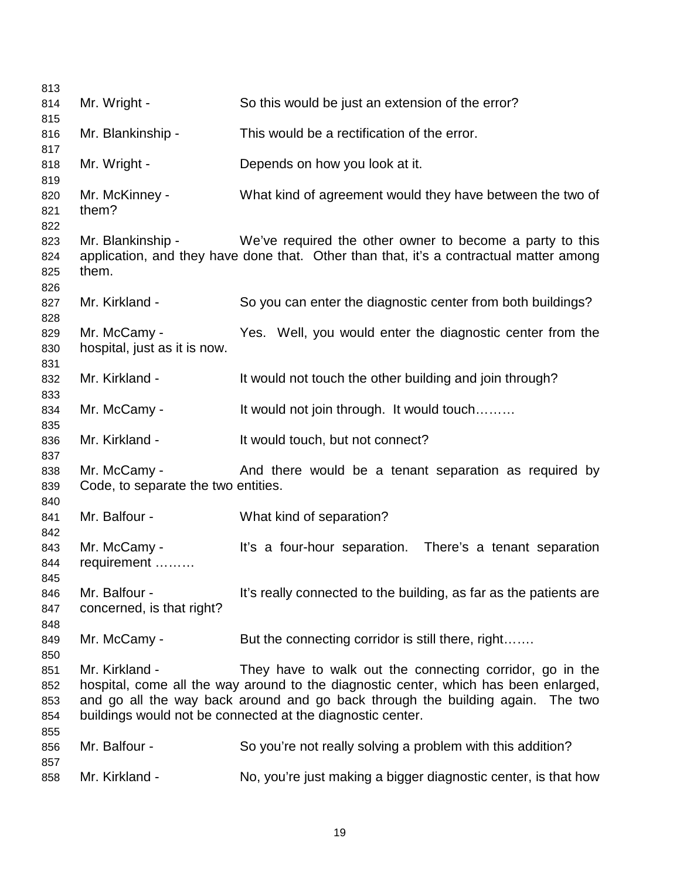Mr. Wright - So this would be just an extension of the error?

Mr. Blankinship - This would be a rectification of the error.

Mr. Wright - Depends on how you look at it.

Mr. McKinney - What kind of agreement would they have between the two of them?

Mr. Blankinship - We've required the other owner to become a party to this application, and they have done that. Other than that, it's a contractual matter among them.

Mr. Kirkland - So you can enter the diagnostic center from both buildings?

Mr. McCamy - Yes. Well, you would enter the diagnostic center from the hospital, just as it is now.

Mr. Kirkland - It would not touch the other building and join through?

Mr. McCamy - It would not join through. It would touch………

Mr. Kirkland - It would touch, but not connect?

Mr. McCamy - And there would be a tenant separation as required by Code, to separate the two entities.

Mr. Balfour - What kind of separation?

Mr. McCamy - It's a four-hour separation. There's a tenant separation requirement ………

Mr. Balfour - It's really connected to the building, as far as the patients are concerned, is that right?

Mr. McCamy - But the connecting corridor is still there, right…….

Mr. Kirkland - They have to walk out the connecting corridor, go in the hospital, come all the way around to the diagnostic center, which has been enlarged, and go all the way back around and go back through the building again. The two buildings would not be connected at the diagnostic center.

Mr. Balfour - So you're not really solving a problem with this addition?

Mr. Kirkland - No, you're just making a bigger diagnostic center, is that how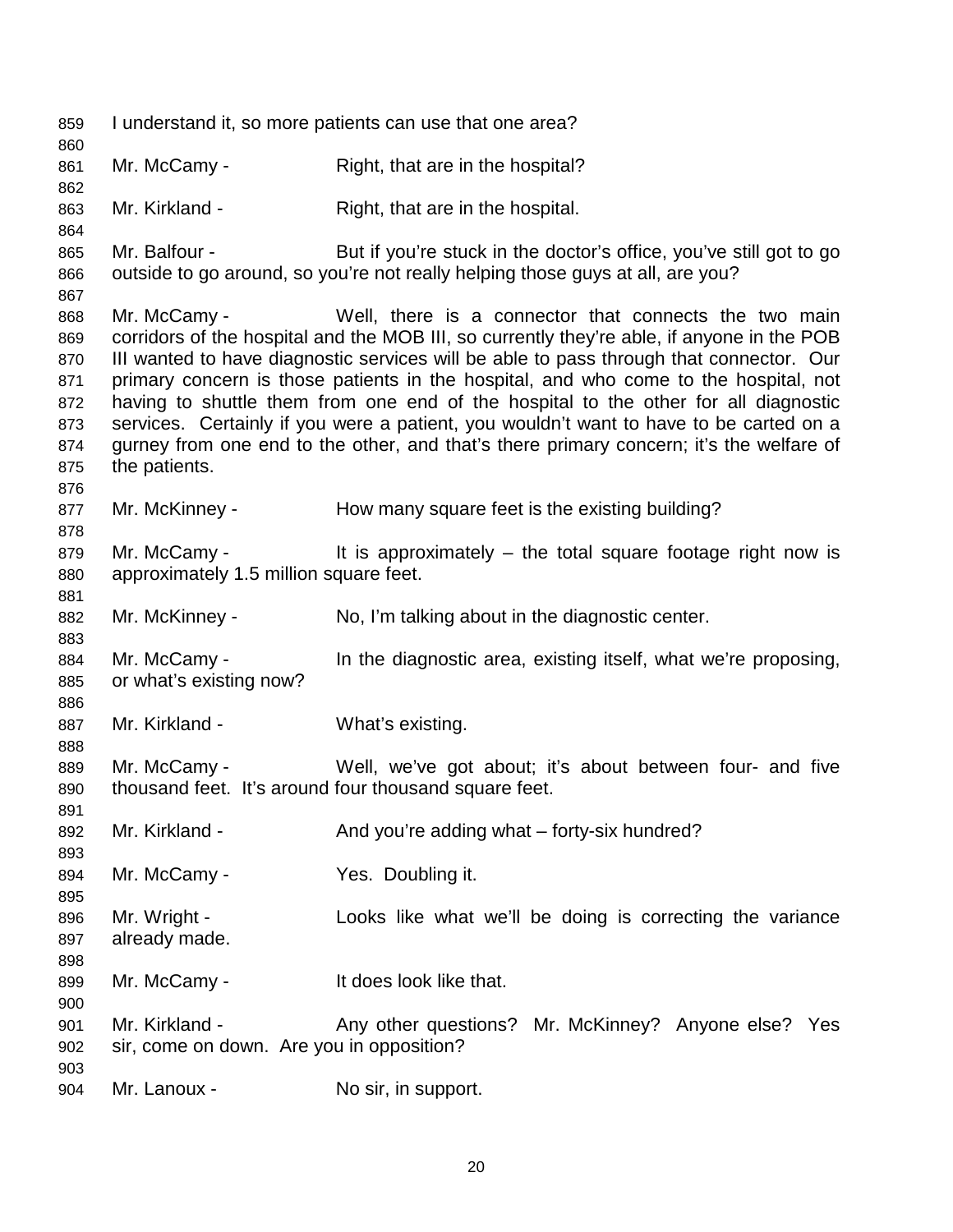I understand it, so more patients can use that one area?

Mr. McCamy - Right, that are in the hospital?

Mr. Kirkland - Right, that are in the hospital.

Mr. Balfour - But if you're stuck in the doctor's office, you've still got to go outside to go around, so you're not really helping those guys at all, are you?

Mr. McCamy - Well, there is a connector that connects the two main corridors of the hospital and the MOB III, so currently they're able, if anyone in the POB III wanted to have diagnostic services will be able to pass through that connector. Our primary concern is those patients in the hospital, and who come to the hospital, not having to shuttle them from one end of the hospital to the other for all diagnostic services. Certainly if you were a patient, you wouldn't want to have to be carted on a gurney from one end to the other, and that's there primary concern; it's the welfare of the patients.

Mr. McKinney - How many square feet is the existing building?

Mr. McCamy - It is approximately – the total square footage right now is approximately 1.5 million square feet.

Mr. McKinney - No, I'm talking about in the diagnostic center.

Mr. McCamy - In the diagnostic area, existing itself, what we're proposing, or what's existing now?

Mr. Kirkland - What's existing.

Mr. McCamy - Well, we've got about; it's about between four- and five thousand feet. It's around four thousand square feet.

Mr. Kirkland - And you're adding what – forty-six hundred?

Mr. McCamy - Yes. Doubling it.

Mr. Wright - Looks like what we'll be doing is correcting the variance already made.

Mr. McCamy - It does look like that.

Mr. Kirkland - Any other questions? Mr. McKinney? Anyone else? Yes sir, come on down. Are you in opposition?

Mr. Lanoux - No sir, in support.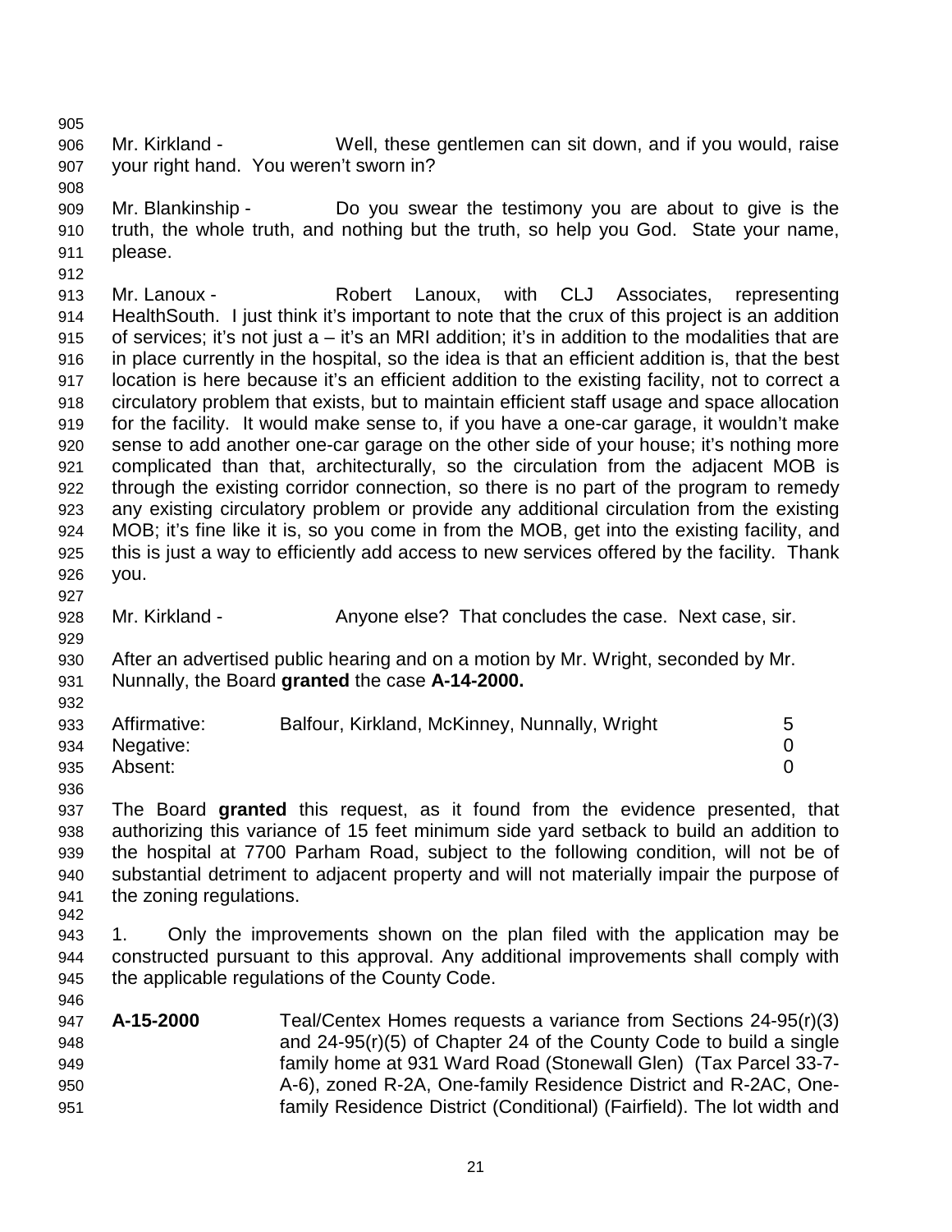Mr. Kirkland - Well, these gentlemen can sit down, and if you would, raise your right hand. You weren't sworn in?

Mr. Blankinship - Do you swear the testimony you are about to give is the truth, the whole truth, and nothing but the truth, so help you God. State your name, please.

Mr. Lanoux - Robert Lanoux, with CLJ Associates, representing HealthSouth. I just think it's important to note that the crux of this project is an addition of services; it's not just a – it's an MRI addition; it's in addition to the modalities that are in place currently in the hospital, so the idea is that an efficient addition is, that the best location is here because it's an efficient addition to the existing facility, not to correct a circulatory problem that exists, but to maintain efficient staff usage and space allocation for the facility. It would make sense to, if you have a one-car garage, it wouldn't make sense to add another one-car garage on the other side of your house; it's nothing more complicated than that, architecturally, so the circulation from the adjacent MOB is through the existing corridor connection, so there is no part of the program to remedy any existing circulatory problem or provide any additional circulation from the existing MOB; it's fine like it is, so you come in from the MOB, get into the existing facility, and this is just a way to efficiently add access to new services offered by the facility. Thank you.

Mr. Kirkland - Anyone else? That concludes the case. Next case, sir.

After an advertised public hearing and on a motion by Mr. Wright, seconded by Mr. Nunnally, the Board **granted** the case **A-14-2000.**

| | | |
|---|---|---|
| Affirmative: | Balfour, Kirkland, McKinney, Nunnally, Wright | 5 |
| Negative: | | 0 |
| Absent: | | 0 |

The Board **granted** this request, as it found from the evidence presented, that authorizing this variance of 15 feet minimum side yard setback to build an addition to the hospital at 7700 Parham Road, subject to the following condition, will not be of substantial detriment to adjacent property and will not materially impair the purpose of the zoning regulations.

1. Only the improvements shown on the plan filed with the application may be constructed pursuant to this approval. Any additional improvements shall comply with the applicable regulations of the County Code.

**A-15-2000** Teal/Centex Homes requests a variance from Sections 24-95(r)(3) and 24-95(r)(5) of Chapter 24 of the County Code to build a single family home at 931 Ward Road (Stonewall Glen) (Tax Parcel 33-7-A-6), zoned R-2A, One-family Residence District and R-2AC, One-family Residence District (Conditional) (Fairfield). The lot width and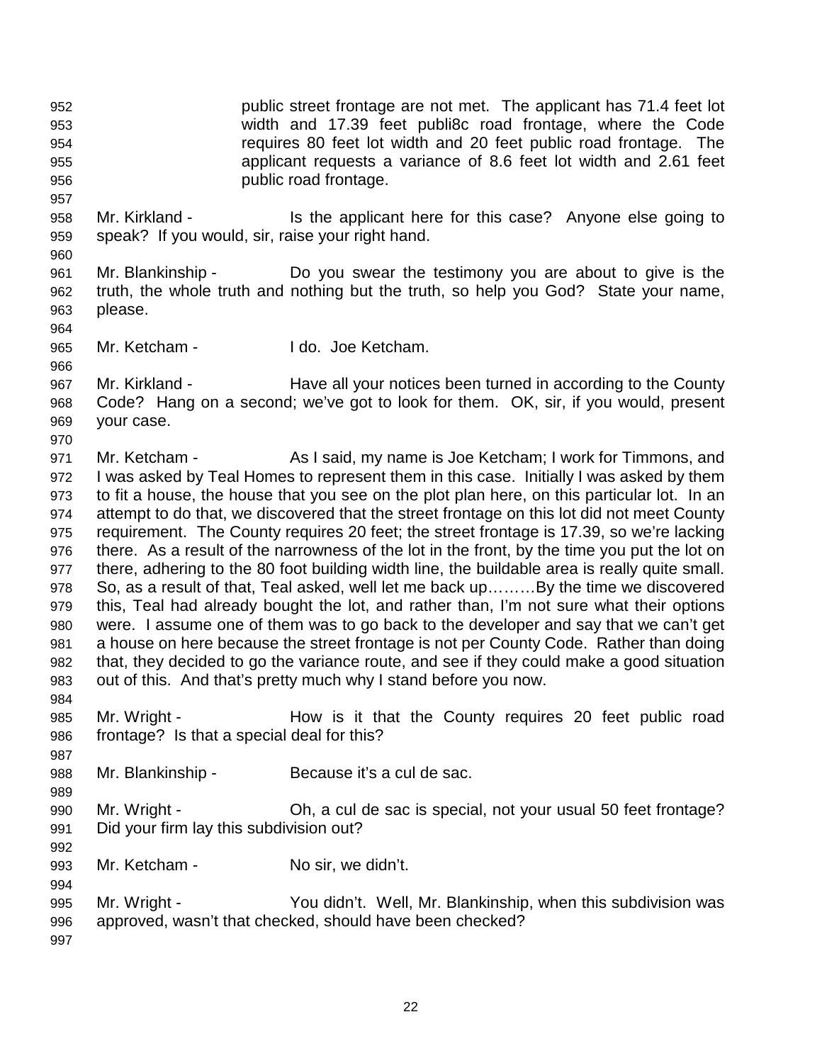public street frontage are not met. The applicant has 71.4 feet lot width and 17.39 feet publi8c road frontage, where the Code requires 80 feet lot width and 20 feet public road frontage. The applicant requests a variance of 8.6 feet lot width and 2.61 feet public road frontage.

Mr. Kirkland - Is the applicant here for this case? Anyone else going to speak? If you would, sir, raise your right hand.

Mr. Blankinship - Do you swear the testimony you are about to give is the truth, the whole truth and nothing but the truth, so help you God? State your name, please.

Mr. Ketcham - I do. Joe Ketcham.

Mr. Kirkland - Have all your notices been turned in according to the County Code? Hang on a second; we've got to look for them. OK, sir, if you would, present your case.

Mr. Ketcham - As I said, my name is Joe Ketcham; I work for Timmons, and I was asked by Teal Homes to represent them in this case. Initially I was asked by them to fit a house, the house that you see on the plot plan here, on this particular lot. In an attempt to do that, we discovered that the street frontage on this lot did not meet County requirement. The County requires 20 feet; the street frontage is 17.39, so we're lacking there. As a result of the narrowness of the lot in the front, by the time you put the lot on there, adhering to the 80 foot building width line, the buildable area is really quite small. So, as a result of that, Teal asked, well let me back up………By the time we discovered this, Teal had already bought the lot, and rather than, I'm not sure what their options were. I assume one of them was to go back to the developer and say that we can't get a house on here because the street frontage is not per County Code. Rather than doing that, they decided to go the variance route, and see if they could make a good situation out of this. And that's pretty much why I stand before you now.

Mr. Wright - How is it that the County requires 20 feet public road frontage? Is that a special deal for this?

Mr. Blankinship - Because it's a cul de sac.

Mr. Wright - Oh, a cul de sac is special, not your usual 50 feet frontage? Did your firm lay this subdivision out?

Mr. Ketcham - No sir, we didn't.

Mr. Wright - You didn't. Well, Mr. Blankinship, when this subdivision was approved, wasn't that checked, should have been checked?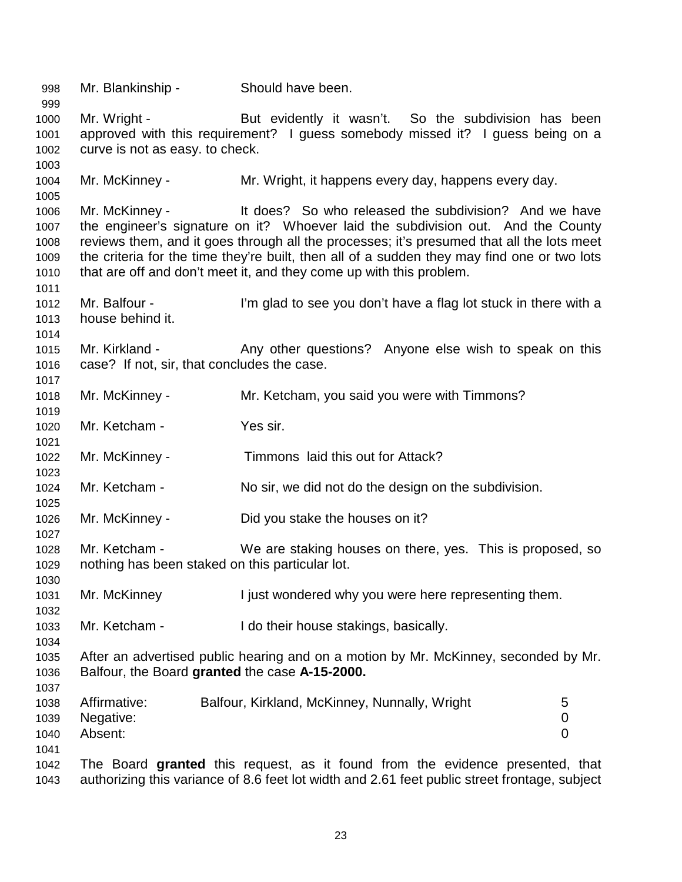Mr. Blankinship - Should have been.

Mr. Wright - But evidently it wasn't. So the subdivision has been approved with this requirement? I guess somebody missed it? I guess being on a curve is not as easy. to check.

Mr. McKinney - Mr. Wright, it happens every day, happens every day.

Mr. McKinney - It does? So who released the subdivision? And we have the engineer's signature on it? Whoever laid the subdivision out. And the County reviews them, and it goes through all the processes; it's presumed that all the lots meet the criteria for the time they're built, then all of a sudden they may find one or two lots that are off and don't meet it, and they come up with this problem.

Mr. Balfour - I'm glad to see you don't have a flag lot stuck in there with a house behind it.

Mr. Kirkland - Any other questions? Anyone else wish to speak on this case? If not, sir, that concludes the case.

Mr. McKinney - Mr. Ketcham, you said you were with Timmons?

Mr. Ketcham - Yes sir.

Mr. McKinney - Timmons laid this out for Attack?

Mr. Ketcham - No sir, we did not do the design on the subdivision.

Mr. McKinney - Did you stake the houses on it?

Mr. Ketcham - We are staking houses on there, yes. This is proposed, so nothing has been staked on this particular lot.

Mr. McKinney I just wondered why you were here representing them.

Mr. Ketcham - I do their house stakings, basically.

After an advertised public hearing and on a motion by Mr. McKinney, seconded by Mr. Balfour, the Board **granted** the case **A-15-2000.**

| | | |
|---|---|---|
| Affirmative: | Balfour, Kirkland, McKinney, Nunnally, Wright | 5 |
| Negative: | | 0 |
| Absent: | | 0 |

The Board **granted** this request, as it found from the evidence presented, that authorizing this variance of 8.6 feet lot width and 2.61 feet public street frontage, subject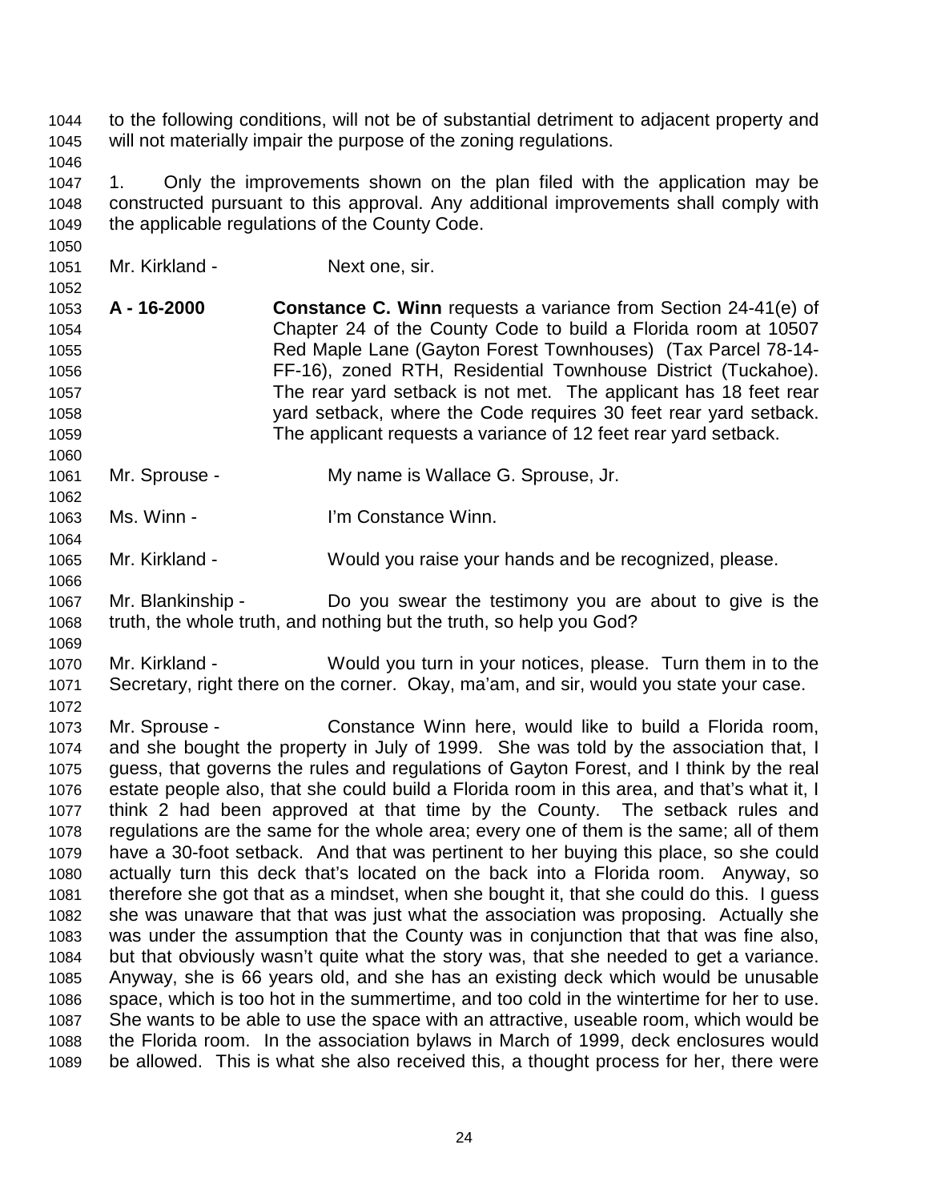to the following conditions, will not be of substantial detriment to adjacent property and will not materially impair the purpose of the zoning regulations.

1. Only the improvements shown on the plan filed with the application may be constructed pursuant to this approval. Any additional improvements shall comply with the applicable regulations of the County Code.

Mr. Kirkland - Next one, sir.

**A - 16-2000** **Constance C. Winn** requests a variance from Section 24-41(e) of Chapter 24 of the County Code to build a Florida room at 10507 Red Maple Lane (Gayton Forest Townhouses) (Tax Parcel 78-14-FF-16), zoned RTH, Residential Townhouse District (Tuckahoe). The rear yard setback is not met. The applicant has 18 feet rear yard setback, where the Code requires 30 feet rear yard setback. The applicant requests a variance of 12 feet rear yard setback.

Mr. Sprouse - My name is Wallace G. Sprouse, Jr.

Ms. Winn - I'm Constance Winn.

Mr. Kirkland - Would you raise your hands and be recognized, please.

Mr. Blankinship - Do you swear the testimony you are about to give is the truth, the whole truth, and nothing but the truth, so help you God?

Mr. Kirkland - Would you turn in your notices, please. Turn them in to the Secretary, right there on the corner. Okay, ma'am, and sir, would you state your case.

Mr. Sprouse - Constance Winn here, would like to build a Florida room, and she bought the property in July of 1999. She was told by the association that, I guess, that governs the rules and regulations of Gayton Forest, and I think by the real estate people also, that she could build a Florida room in this area, and that's what it, I think 2 had been approved at that time by the County. The setback rules and regulations are the same for the whole area; every one of them is the same; all of them have a 30-foot setback. And that was pertinent to her buying this place, so she could actually turn this deck that's located on the back into a Florida room. Anyway, so therefore she got that as a mindset, when she bought it, that she could do this. I guess she was unaware that that was just what the association was proposing. Actually she was under the assumption that the County was in conjunction that that was fine also, but that obviously wasn't quite what the story was, that she needed to get a variance. Anyway, she is 66 years old, and she has an existing deck which would be unusable space, which is too hot in the summertime, and too cold in the wintertime for her to use. She wants to be able to use the space with an attractive, useable room, which would be the Florida room. In the association bylaws in March of 1999, deck enclosures would be allowed. This is what she also received this, a thought process for her, there were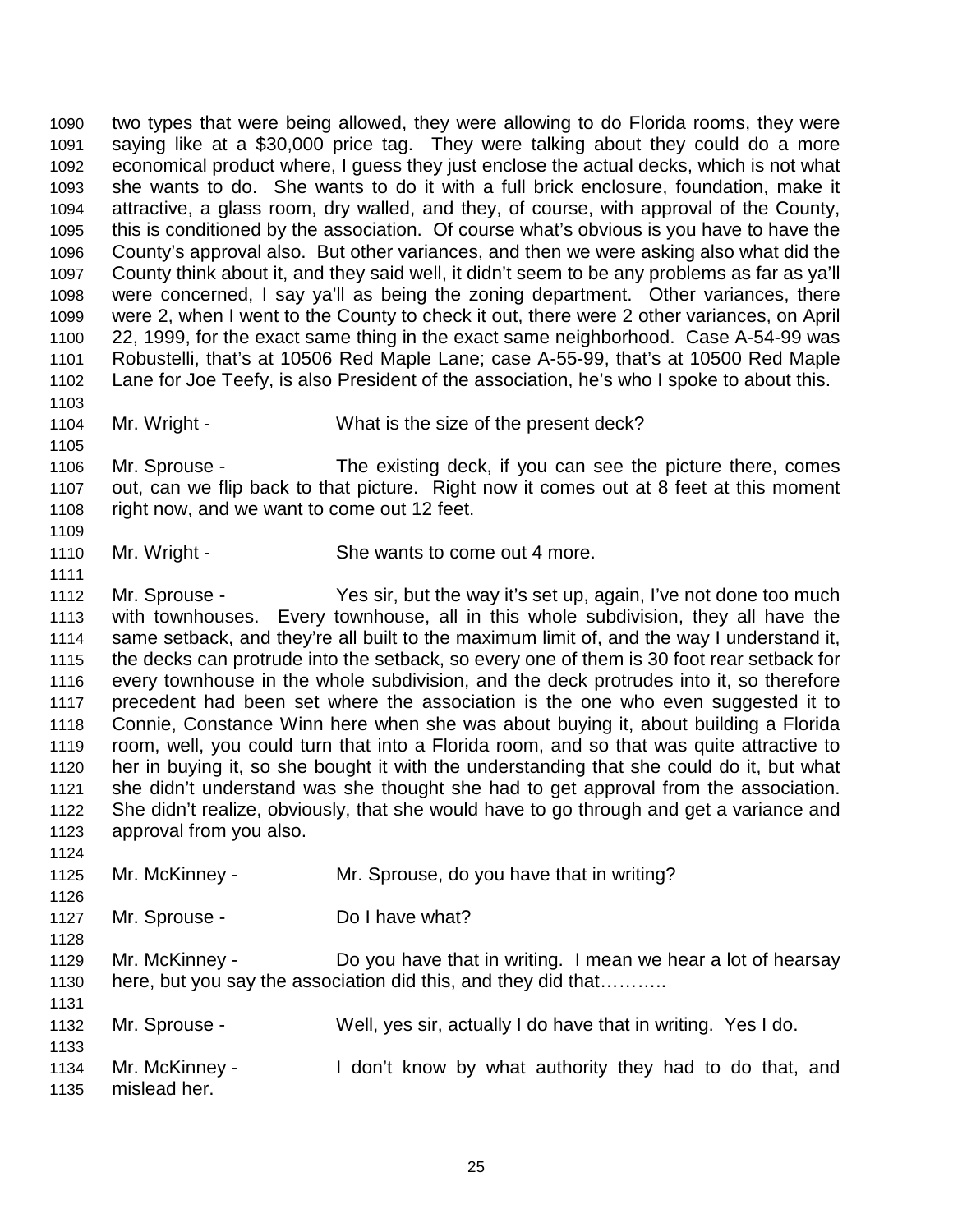two types that were being allowed, they were allowing to do Florida rooms, they were saying like at a $30,000 price tag. They were talking about they could do a more economical product where, I guess they just enclose the actual decks, which is not what she wants to do. She wants to do it with a full brick enclosure, foundation, make it attractive, a glass room, dry walled, and they, of course, with approval of the County, this is conditioned by the association. Of course what's obvious is you have to have the County's approval also. But other variances, and then we were asking also what did the County think about it, and they said well, it didn't seem to be any problems as far as ya'll were concerned, I say ya'll as being the zoning department. Other variances, there were 2, when I went to the County to check it out, there were 2 other variances, on April 22, 1999, for the exact same thing in the exact same neighborhood. Case A-54-99 was Robustelli, that's at 10506 Red Maple Lane; case A-55-99, that's at 10500 Red Maple Lane for Joe Teefy, is also President of the association, he's who I spoke to about this.

Mr. Wright - What is the size of the present deck?

Mr. Sprouse - The existing deck, if you can see the picture there, comes out, can we flip back to that picture. Right now it comes out at 8 feet at this moment right now, and we want to come out 12 feet.

Mr. Wright - She wants to come out 4 more.

Mr. Sprouse - Yes sir, but the way it's set up, again, I've not done too much with townhouses. Every townhouse, all in this whole subdivision, they all have the same setback, and they're all built to the maximum limit of, and the way I understand it, the decks can protrude into the setback, so every one of them is 30 foot rear setback for every townhouse in the whole subdivision, and the deck protrudes into it, so therefore precedent had been set where the association is the one who even suggested it to Connie, Constance Winn here when she was about buying it, about building a Florida room, well, you could turn that into a Florida room, and so that was quite attractive to her in buying it, so she bought it with the understanding that she could do it, but what she didn't understand was she thought she had to get approval from the association. She didn't realize, obviously, that she would have to go through and get a variance and approval from you also.

Mr. McKinney - Mr. Sprouse, do you have that in writing?

Mr. Sprouse - Do I have what?

Mr. McKinney - Do you have that in writing. I mean we hear a lot of hearsay here, but you say the association did this, and they did that………..

Mr. Sprouse - Well, yes sir, actually I do have that in writing. Yes I do.

Mr. McKinney - I don't know by what authority they had to do that, and mislead her.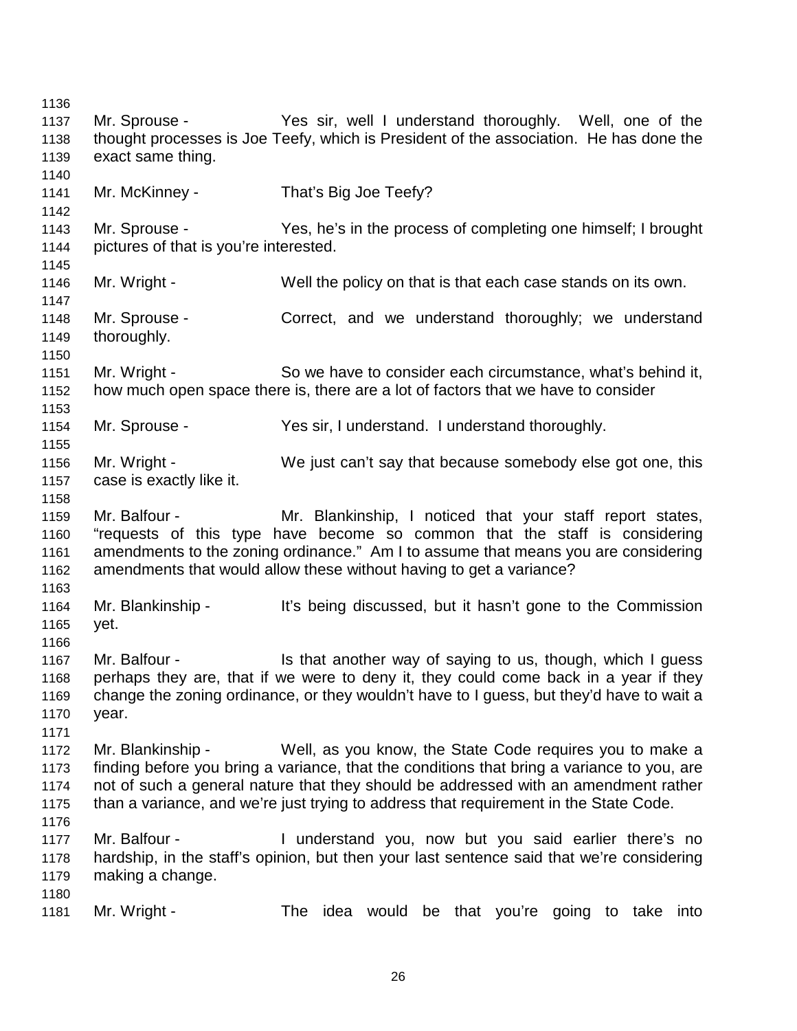Mr. Sprouse - Yes sir, well I understand thoroughly. Well, one of the thought processes is Joe Teefy, which is President of the association. He has done the exact same thing.

Mr. McKinney - That's Big Joe Teefy?

Mr. Sprouse - Yes, he's in the process of completing one himself; I brought pictures of that is you're interested.

Mr. Wright - Well the policy on that is that each case stands on its own.

Mr. Sprouse - Correct, and we understand thoroughly; we understand thoroughly.

Mr. Wright - So we have to consider each circumstance, what's behind it, how much open space there is, there are a lot of factors that we have to consider

Mr. Sprouse - Yes sir, I understand. I understand thoroughly.

Mr. Wright - We just can't say that because somebody else got one, this case is exactly like it.

Mr. Balfour - Mr. Blankinship, I noticed that your staff report states, "requests of this type have become so common that the staff is considering amendments to the zoning ordinance." Am I to assume that means you are considering amendments that would allow these without having to get a variance?

Mr. Blankinship - It's being discussed, but it hasn't gone to the Commission yet.

Mr. Balfour - Is that another way of saying to us, though, which I guess perhaps they are, that if we were to deny it, they could come back in a year if they change the zoning ordinance, or they wouldn't have to I guess, but they'd have to wait a year.

Mr. Blankinship - Well, as you know, the State Code requires you to make a finding before you bring a variance, that the conditions that bring a variance to you, are not of such a general nature that they should be addressed with an amendment rather than a variance, and we're just trying to address that requirement in the State Code.

Mr. Balfour - I understand you, now but you said earlier there's no hardship, in the staff's opinion, but then your last sentence said that we're considering making a change.

Mr. Wright - The idea would be that you're going to take into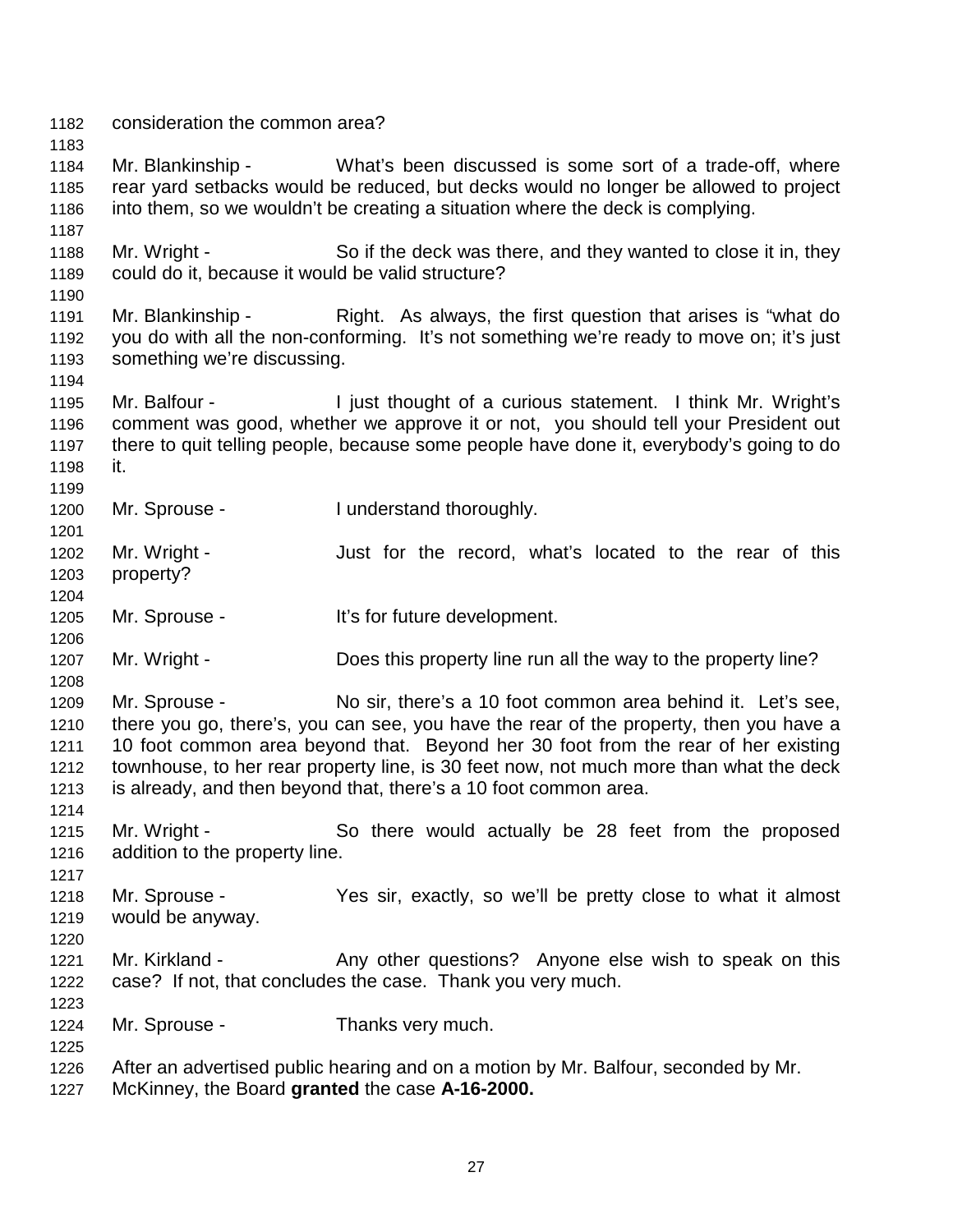consideration the common area?

Mr. Blankinship - What's been discussed is some sort of a trade-off, where rear yard setbacks would be reduced, but decks would no longer be allowed to project into them, so we wouldn't be creating a situation where the deck is complying.

Mr. Wright - So if the deck was there, and they wanted to close it in, they could do it, because it would be valid structure?

Mr. Blankinship - Right. As always, the first question that arises is "what do you do with all the non-conforming. It's not something we're ready to move on; it's just something we're discussing.

Mr. Balfour - I just thought of a curious statement. I think Mr. Wright's comment was good, whether we approve it or not, you should tell your President out there to quit telling people, because some people have done it, everybody's going to do it.

Mr. Sprouse - I understand thoroughly.

Mr. Wright - Just for the record, what's located to the rear of this property?

Mr. Sprouse - It's for future development.

Mr. Wright - Does this property line run all the way to the property line?

Mr. Sprouse - No sir, there's a 10 foot common area behind it. Let's see, there you go, there's, you can see, you have the rear of the property, then you have a 10 foot common area beyond that. Beyond her 30 foot from the rear of her existing townhouse, to her rear property line, is 30 feet now, not much more than what the deck is already, and then beyond that, there's a 10 foot common area.

Mr. Wright - So there would actually be 28 feet from the proposed addition to the property line.

Mr. Sprouse - Yes sir, exactly, so we'll be pretty close to what it almost would be anyway.

Mr. Kirkland - Any other questions? Anyone else wish to speak on this case? If not, that concludes the case. Thank you very much.

Mr. Sprouse - Thanks very much.

After an advertised public hearing and on a motion by Mr. Balfour, seconded by Mr. McKinney, the Board **granted** the case **A-16-2000.**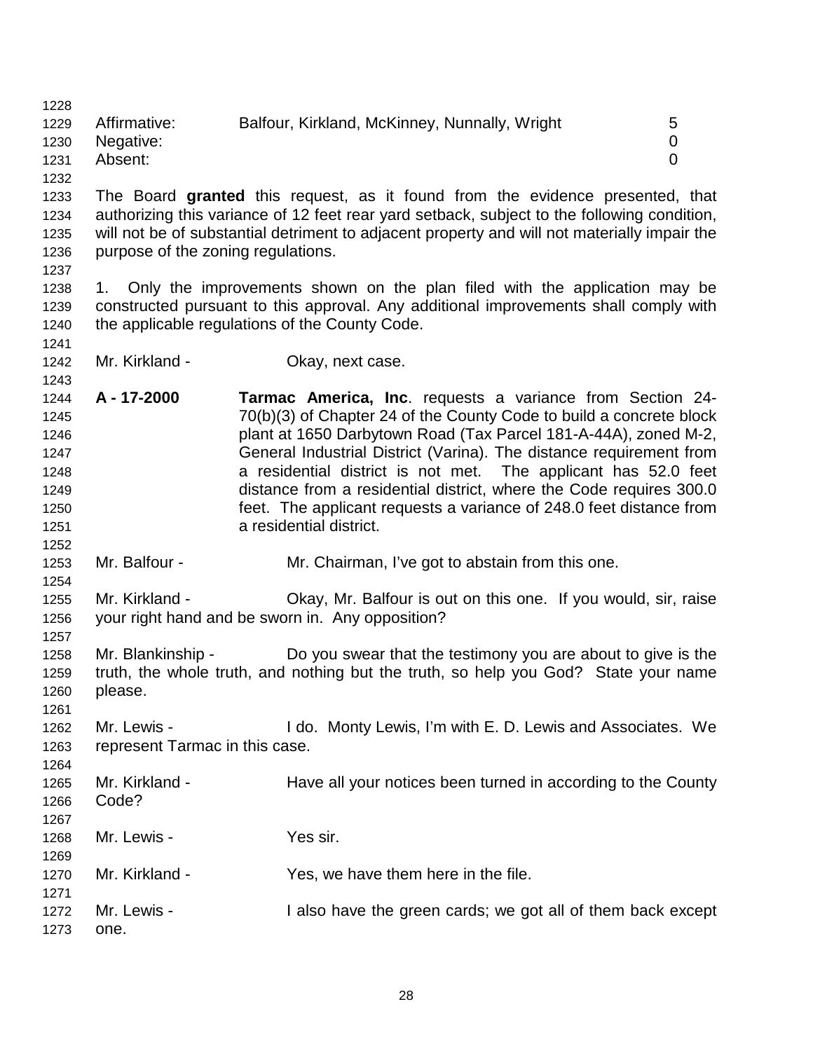| | | |
|---|---|---|
| Affirmative: | Balfour, Kirkland, McKinney, Nunnally, Wright | 5 |
| Negative: | | 0 |
| Absent: | | 0 |

The Board **granted** this request, as it found from the evidence presented, that authorizing this variance of 12 feet rear yard setback, subject to the following condition, will not be of substantial detriment to adjacent property and will not materially impair the purpose of the zoning regulations.

1. Only the improvements shown on the plan filed with the application may be constructed pursuant to this approval. Any additional improvements shall comply with the applicable regulations of the County Code.

Mr. Kirkland - Okay, next case.

**A - 17-2000** **Tarmac America, Inc**. requests a variance from Section 24-70(b)(3) of Chapter 24 of the County Code to build a concrete block plant at 1650 Darbytown Road (Tax Parcel 181-A-44A), zoned M-2, General Industrial District (Varina). The distance requirement from a residential district is not met. The applicant has 52.0 feet distance from a residential district, where the Code requires 300.0 feet. The applicant requests a variance of 248.0 feet distance from a residential district.

Mr. Balfour - Mr. Chairman, I've got to abstain from this one.

Mr. Kirkland - Okay, Mr. Balfour is out on this one. If you would, sir, raise your right hand and be sworn in. Any opposition?

Mr. Blankinship - Do you swear that the testimony you are about to give is the truth, the whole truth, and nothing but the truth, so help you God? State your name please.

Mr. Lewis - I do. Monty Lewis, I'm with E. D. Lewis and Associates. We represent Tarmac in this case.

Mr. Kirkland - Have all your notices been turned in according to the County Code?

Mr. Lewis - Yes sir.

Mr. Kirkland - Yes, we have them here in the file.

Mr. Lewis - I also have the green cards; we got all of them back except one.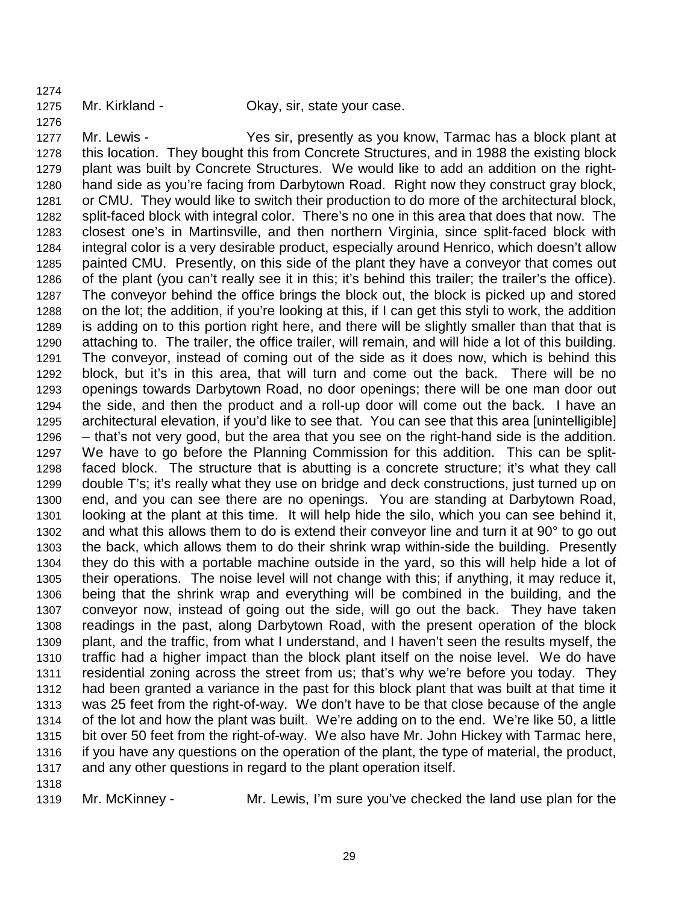Mr. Kirkland - Okay, sir, state your case.

Mr. Lewis - Yes sir, presently as you know, Tarmac has a block plant at this location. They bought this from Concrete Structures, and in 1988 the existing block plant was built by Concrete Structures. We would like to add an addition on the right-hand side as you're facing from Darbytown Road. Right now they construct gray block, or CMU. They would like to switch their production to do more of the architectural block, split-faced block with integral color. There's no one in this area that does that now. The closest one's in Martinsville, and then northern Virginia, since split-faced block with integral color is a very desirable product, especially around Henrico, which doesn't allow painted CMU. Presently, on this side of the plant they have a conveyor that comes out of the plant (you can't really see it in this; it's behind this trailer; the trailer's the office). The conveyor behind the office brings the block out, the block is picked up and stored on the lot; the addition, if you're looking at this, if I can get this styli to work, the addition is adding on to this portion right here, and there will be slightly smaller than that that is attaching to. The trailer, the office trailer, will remain, and will hide a lot of this building. The conveyor, instead of coming out of the side as it does now, which is behind this block, but it's in this area, that will turn and come out the back. There will be no openings towards Darbytown Road, no door openings; there will be one man door out the side, and then the product and a roll-up door will come out the back. I have an architectural elevation, if you'd like to see that. You can see that this area [unintelligible] – that's not very good, but the area that you see on the right-hand side is the addition. We have to go before the Planning Commission for this addition. This can be split-faced block. The structure that is abutting is a concrete structure; it's what they call double T's; it's really what they use on bridge and deck constructions, just turned up on end, and you can see there are no openings. You are standing at Darbytown Road, looking at the plant at this time. It will help hide the silo, which you can see behind it, and what this allows them to do is extend their conveyor line and turn it at 90° to go out the back, which allows them to do their shrink wrap within-side the building. Presently they do this with a portable machine outside in the yard, so this will help hide a lot of their operations. The noise level will not change with this; if anything, it may reduce it, being that the shrink wrap and everything will be combined in the building, and the conveyor now, instead of going out the side, will go out the back. They have taken readings in the past, along Darbytown Road, with the present operation of the block plant, and the traffic, from what I understand, and I haven't seen the results myself, the traffic had a higher impact than the block plant itself on the noise level. We do have residential zoning across the street from us; that's why we're before you today. They had been granted a variance in the past for this block plant that was built at that time it was 25 feet from the right-of-way. We don't have to be that close because of the angle of the lot and how the plant was built. We're adding on to the end. We're like 50, a little bit over 50 feet from the right-of-way. We also have Mr. John Hickey with Tarmac here, if you have any questions on the operation of the plant, the type of material, the product, and any other questions in regard to the plant operation itself.

Mr. McKinney - Mr. Lewis, I'm sure you've checked the land use plan for the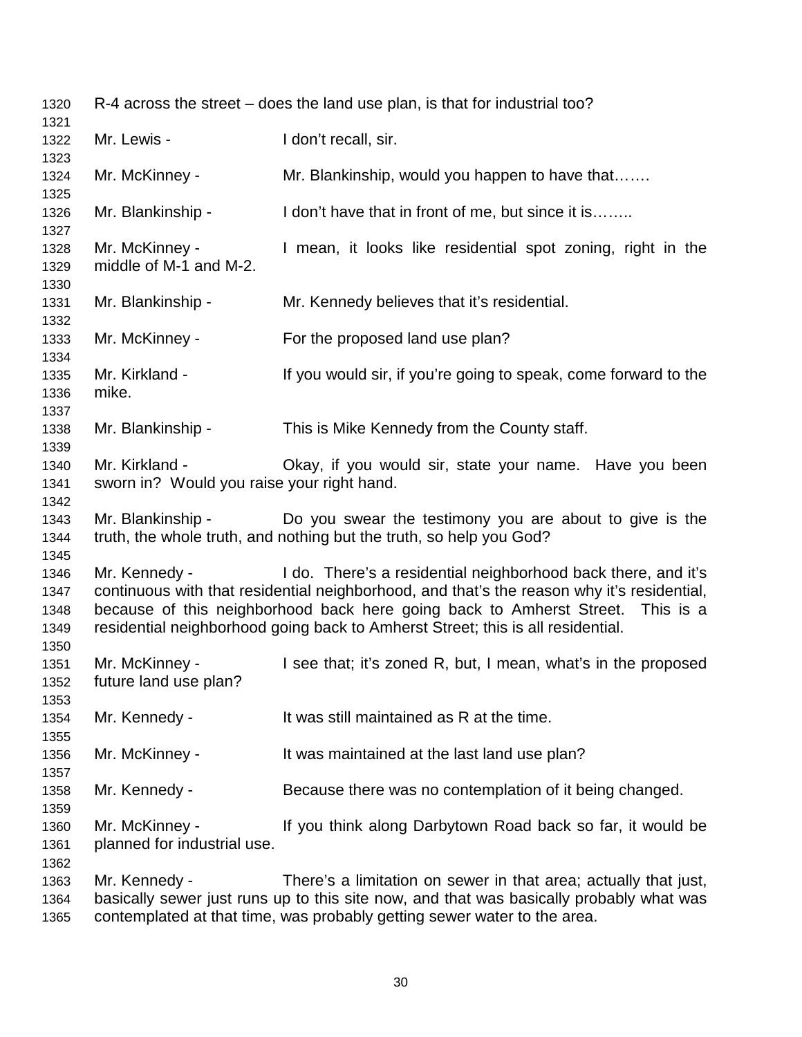R-4 across the street – does the land use plan, is that for industrial too?

Mr. Lewis - I don't recall, sir.

Mr. McKinney - Mr. Blankinship, would you happen to have that…….

Mr. Blankinship - I don't have that in front of me, but since it is……..

Mr. McKinney - I mean, it looks like residential spot zoning, right in the middle of M-1 and M-2.

Mr. Blankinship - Mr. Kennedy believes that it's residential.

Mr. McKinney - For the proposed land use plan?

Mr. Kirkland - If you would sir, if you're going to speak, come forward to the mike.

Mr. Blankinship - This is Mike Kennedy from the County staff.

Mr. Kirkland - Okay, if you would sir, state your name. Have you been sworn in? Would you raise your right hand.

Mr. Blankinship - Do you swear the testimony you are about to give is the truth, the whole truth, and nothing but the truth, so help you God?

Mr. Kennedy - I do. There's a residential neighborhood back there, and it's continuous with that residential neighborhood, and that's the reason why it's residential, because of this neighborhood back here going back to Amherst Street. This is a residential neighborhood going back to Amherst Street; this is all residential.

Mr. McKinney - I see that; it's zoned R, but, I mean, what's in the proposed future land use plan?

Mr. Kennedy - It was still maintained as R at the time.

Mr. McKinney - It was maintained at the last land use plan?

Mr. Kennedy - Because there was no contemplation of it being changed.

Mr. McKinney - If you think along Darbytown Road back so far, it would be planned for industrial use.

Mr. Kennedy - There's a limitation on sewer in that area; actually that just, basically sewer just runs up to this site now, and that was basically probably what was contemplated at that time, was probably getting sewer water to the area.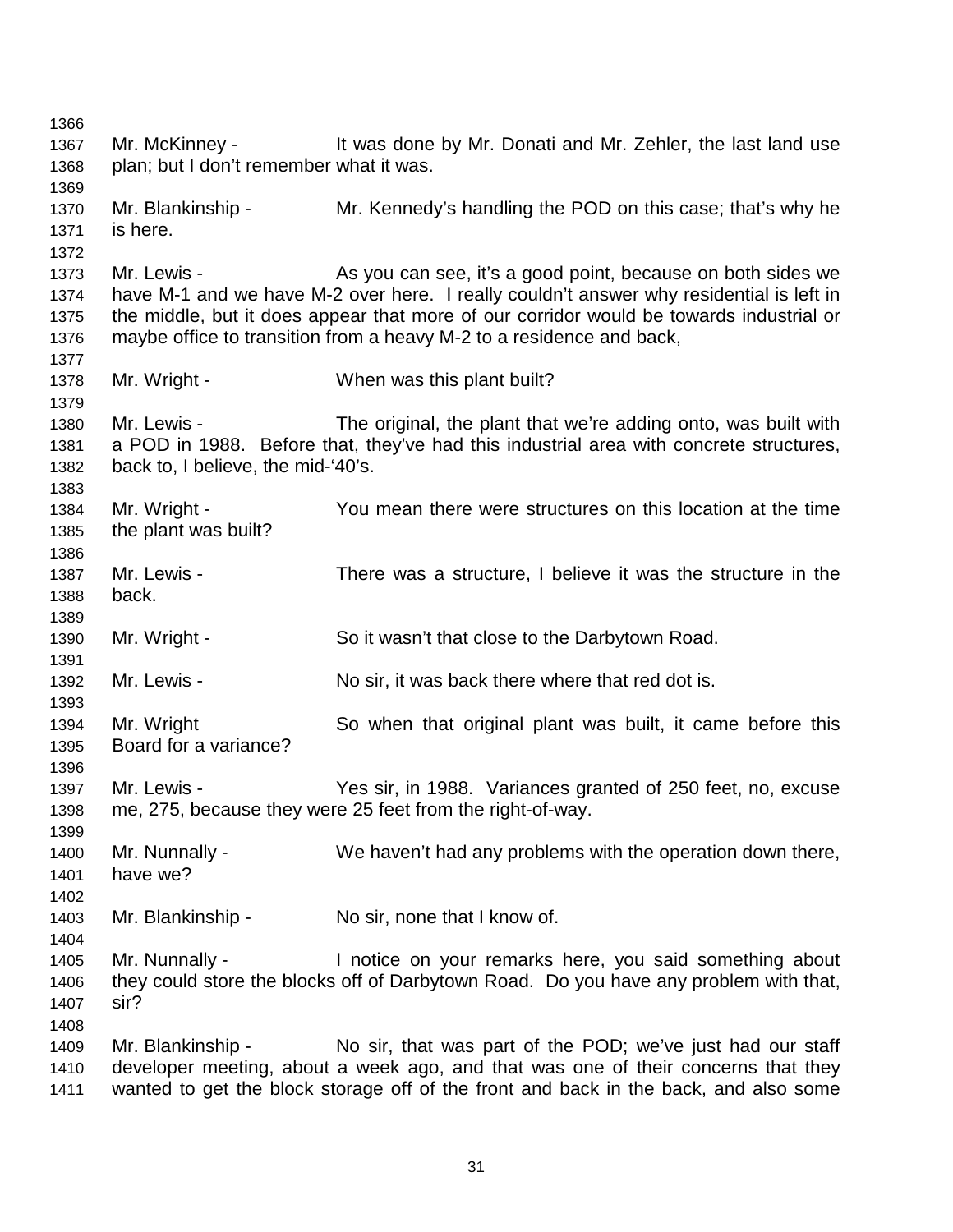Mr. McKinney - It was done by Mr. Donati and Mr. Zehler, the last land use plan; but I don't remember what it was.

Mr. Blankinship - Mr. Kennedy's handling the POD on this case; that's why he is here.

Mr. Lewis - As you can see, it's a good point, because on both sides we have M-1 and we have M-2 over here. I really couldn't answer why residential is left in the middle, but it does appear that more of our corridor would be towards industrial or maybe office to transition from a heavy M-2 to a residence and back,

Mr. Wright - When was this plant built?

Mr. Lewis - The original, the plant that we're adding onto, was built with a POD in 1988. Before that, they've had this industrial area with concrete structures, back to, I believe, the mid-'40's.

Mr. Wright - You mean there were structures on this location at the time the plant was built?

Mr. Lewis - There was a structure, I believe it was the structure in the back.

Mr. Wright - So it wasn't that close to the Darbytown Road.

Mr. Lewis - No sir, it was back there where that red dot is.

Mr. Wright So when that original plant was built, it came before this Board for a variance?

Mr. Lewis - Yes sir, in 1988. Variances granted of 250 feet, no, excuse me, 275, because they were 25 feet from the right-of-way.

Mr. Nunnally - We haven't had any problems with the operation down there, have we?

Mr. Blankinship - No sir, none that I know of.

Mr. Nunnally - I notice on your remarks here, you said something about they could store the blocks off of Darbytown Road. Do you have any problem with that, sir?

Mr. Blankinship - No sir, that was part of the POD; we've just had our staff developer meeting, about a week ago, and that was one of their concerns that they wanted to get the block storage off of the front and back in the back, and also some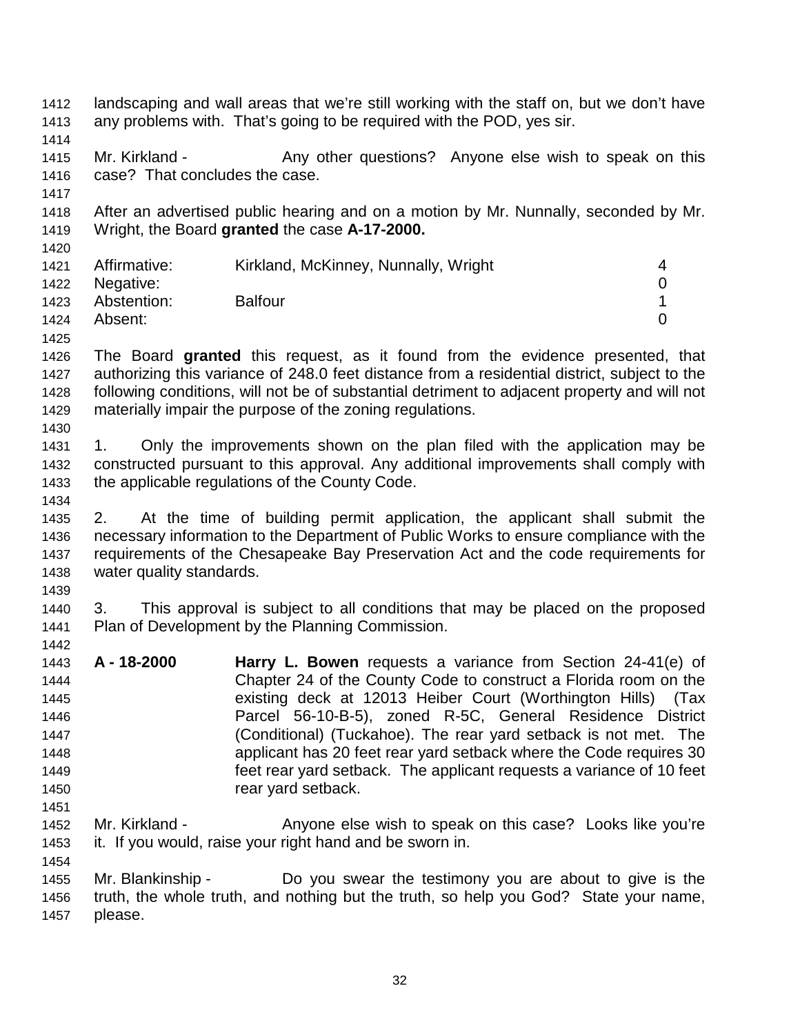landscaping and wall areas that we're still working with the staff on, but we don't have any problems with. That's going to be required with the POD, yes sir.

Mr. Kirkland - Any other questions? Anyone else wish to speak on this case? That concludes the case.

After an advertised public hearing and on a motion by Mr. Nunnally, seconded by Mr. Wright, the Board **granted** the case **A-17-2000.**

| | | |
|---|---|---|
| Affirmative: | Kirkland, McKinney, Nunnally, Wright | 4 |
| Negative: | | 0 |
| Abstention: | Balfour | 1 |
| Absent: | | 0 |

The Board **granted** this request, as it found from the evidence presented, that authorizing this variance of 248.0 feet distance from a residential district, subject to the following conditions, will not be of substantial detriment to adjacent property and will not materially impair the purpose of the zoning regulations.

1. Only the improvements shown on the plan filed with the application may be constructed pursuant to this approval. Any additional improvements shall comply with the applicable regulations of the County Code.

2. At the time of building permit application, the applicant shall submit the necessary information to the Department of Public Works to ensure compliance with the requirements of the Chesapeake Bay Preservation Act and the code requirements for water quality standards.

3. This approval is subject to all conditions that may be placed on the proposed Plan of Development by the Planning Commission.

**A - 18-2000** **Harry L. Bowen** requests a variance from Section 24-41(e) of Chapter 24 of the County Code to construct a Florida room on the existing deck at 12013 Heiber Court (Worthington Hills) (Tax Parcel 56-10-B-5), zoned R-5C, General Residence District (Conditional) (Tuckahoe). The rear yard setback is not met. The applicant has 20 feet rear yard setback where the Code requires 30 feet rear yard setback. The applicant requests a variance of 10 feet rear yard setback.

Mr. Kirkland - Anyone else wish to speak on this case? Looks like you're it. If you would, raise your right hand and be sworn in.

Mr. Blankinship - Do you swear the testimony you are about to give is the truth, the whole truth, and nothing but the truth, so help you God? State your name, please.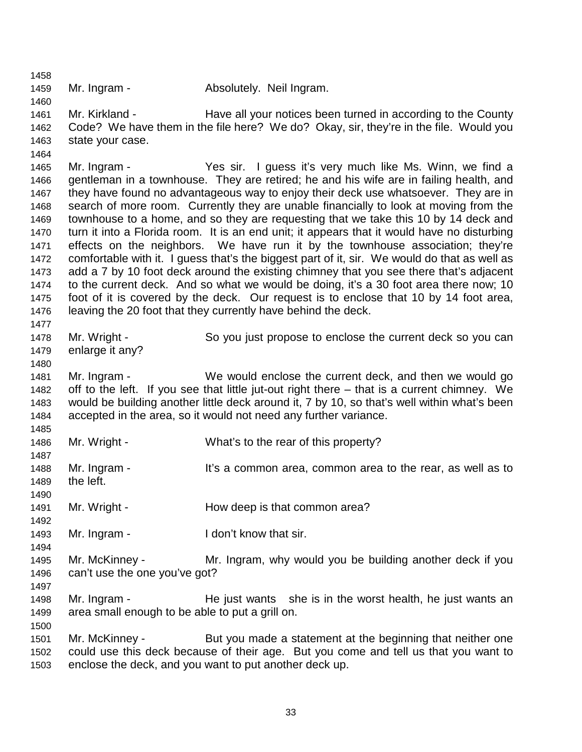Mr. Ingram - Absolutely. Neil Ingram.

Mr. Kirkland - Have all your notices been turned in according to the County Code? We have them in the file here? We do? Okay, sir, they're in the file. Would you state your case.

Mr. Ingram - Yes sir. I guess it's very much like Ms. Winn, we find a gentleman in a townhouse. They are retired; he and his wife are in failing health, and they have found no advantageous way to enjoy their deck use whatsoever. They are in search of more room. Currently they are unable financially to look at moving from the townhouse to a home, and so they are requesting that we take this 10 by 14 deck and turn it into a Florida room. It is an end unit; it appears that it would have no disturbing effects on the neighbors. We have run it by the townhouse association; they're comfortable with it. I guess that's the biggest part of it, sir. We would do that as well as add a 7 by 10 foot deck around the existing chimney that you see there that's adjacent to the current deck. And so what we would be doing, it's a 30 foot area there now; 10 foot of it is covered by the deck. Our request is to enclose that 10 by 14 foot area, leaving the 20 foot that they currently have behind the deck.

Mr. Wright - So you just propose to enclose the current deck so you can enlarge it any?

Mr. Ingram - We would enclose the current deck, and then we would go off to the left. If you see that little jut-out right there – that is a current chimney. We would be building another little deck around it, 7 by 10, so that's well within what's been accepted in the area, so it would not need any further variance.

Mr. Wright - What's to the rear of this property?

Mr. Ingram - It's a common area, common area to the rear, as well as to the left.

Mr. Wright - How deep is that common area?

Mr. Ingram - I don't know that sir.

Mr. McKinney - Mr. Ingram, why would you be building another deck if you can't use the one you've got?

Mr. Ingram - He just wants she is in the worst health, he just wants an area small enough to be able to put a grill on.

Mr. McKinney - But you made a statement at the beginning that neither one could use this deck because of their age. But you come and tell us that you want to enclose the deck, and you want to put another deck up.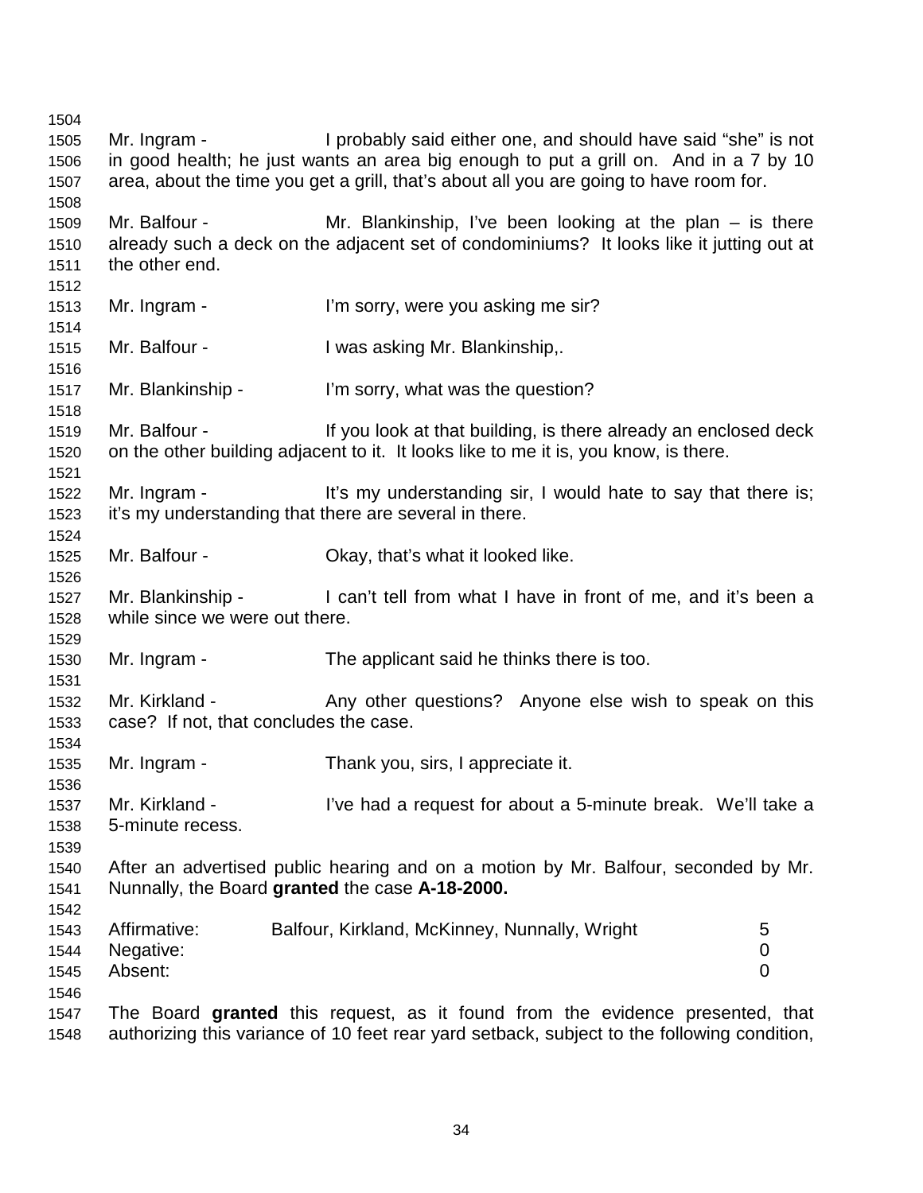Mr. Ingram - I probably said either one, and should have said "she" is not in good health; he just wants an area big enough to put a grill on. And in a 7 by 10 area, about the time you get a grill, that's about all you are going to have room for.

Mr. Balfour - Mr. Blankinship, I've been looking at the plan – is there already such a deck on the adjacent set of condominiums? It looks like it jutting out at the other end.

Mr. Ingram - I'm sorry, were you asking me sir?

Mr. Balfour - I was asking Mr. Blankinship,.

Mr. Blankinship - I'm sorry, what was the question?

Mr. Balfour - If you look at that building, is there already an enclosed deck on the other building adjacent to it. It looks like to me it is, you know, is there.

Mr. Ingram - It's my understanding sir, I would hate to say that there is; it's my understanding that there are several in there.

Mr. Balfour - Okay, that's what it looked like.

Mr. Blankinship - I can't tell from what I have in front of me, and it's been a while since we were out there.

Mr. Ingram - The applicant said he thinks there is too.

Mr. Kirkland - Any other questions? Anyone else wish to speak on this case? If not, that concludes the case.

Mr. Ingram - Thank you, sirs, I appreciate it.

Mr. Kirkland - I've had a request for about a 5-minute break. We'll take a 5-minute recess.

After an advertised public hearing and on a motion by Mr. Balfour, seconded by Mr. Nunnally, the Board **granted** the case **A-18-2000.**

| | | |
|---|---|---|
| Affirmative: | Balfour, Kirkland, McKinney, Nunnally, Wright | 5 |
| Negative: | | 0 |
| Absent: | | 0 |

The Board **granted** this request, as it found from the evidence presented, that authorizing this variance of 10 feet rear yard setback, subject to the following condition,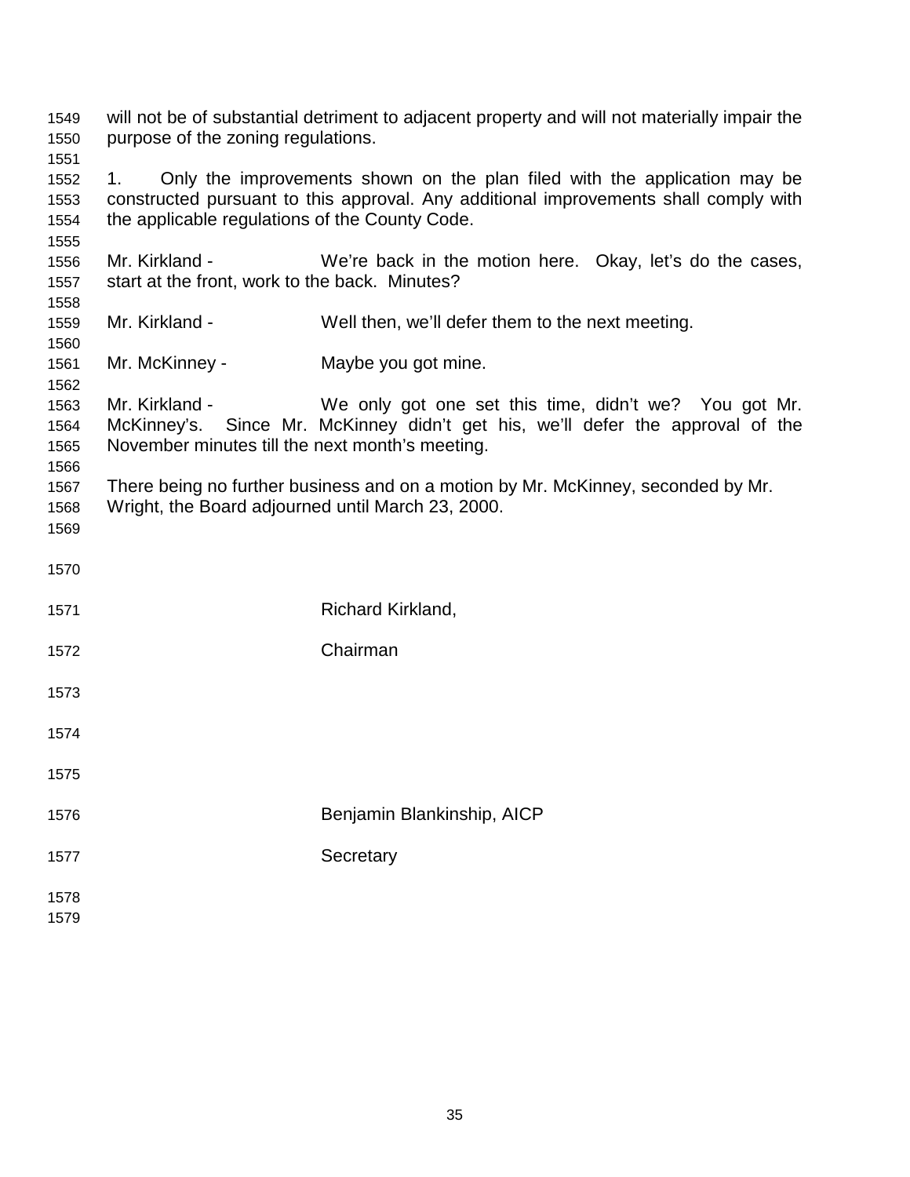will not be of substantial detriment to adjacent property and will not materially impair the purpose of the zoning regulations.

1. Only the improvements shown on the plan filed with the application may be constructed pursuant to this approval. Any additional improvements shall comply with the applicable regulations of the County Code.

Mr. Kirkland - We're back in the motion here. Okay, let's do the cases, start at the front, work to the back. Minutes?

Mr. Kirkland - Well then, we'll defer them to the next meeting.

Mr. McKinney - Maybe you got mine.

Mr. Kirkland - We only got one set this time, didn't we? You got Mr. McKinney's. Since Mr. McKinney didn't get his, we'll defer the approval of the November minutes till the next month's meeting.

There being no further business and on a motion by Mr. McKinney, seconded by Mr. Wright, the Board adjourned until March 23, 2000.

Richard Kirkland,

Chairman

Benjamin Blankinship, AICP

Secretary